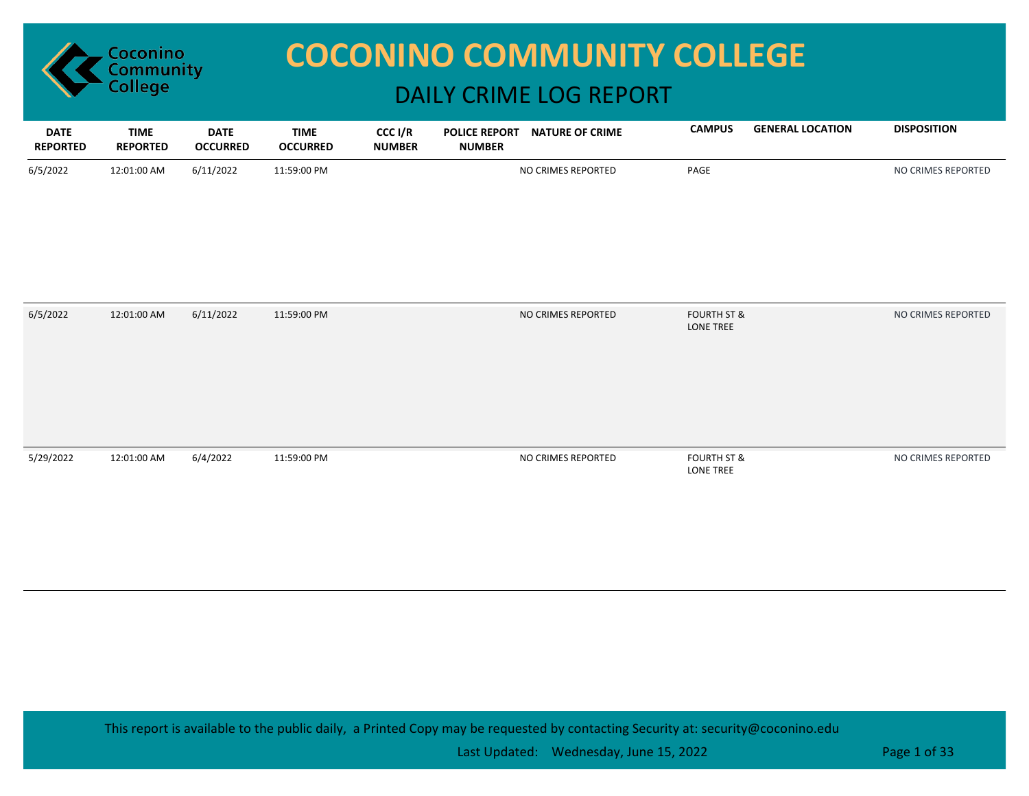# COCONINO COMMUNITY COLLEGE

## DAILY CRIME LOG REPORT

| DATE REPORTED | TIME REPORTED | DATE OCCURRED | TIME OCCURRED | CCC I/R NUMBER | POLICE REPORT NUMBER | NATURE OF CRIME | CAMPUS | GENERAL LOCATION | DISPOSITION |
|---|---|---|---|---|---|---|---|---|---|
| 6/5/2022 | 12:01:00 AM | 6/11/2022 | 11:59:00 PM | | | NO CRIMES REPORTED | PAGE | | NO CRIMES REPORTED |
| 6/5/2022 | 12:01:00 AM | 6/11/2022 | 11:59:00 PM | | | NO CRIMES REPORTED | FOURTH ST & LONE TREE | | NO CRIMES REPORTED |
| 5/29/2022 | 12:01:00 AM | 6/4/2022 | 11:59:00 PM | | | NO CRIMES REPORTED | FOURTH ST & LONE TREE | | NO CRIMES REPORTED |

This report is available to the public daily, a Printed Copy may be requested by contacting Security at: security@coconino.edu

Last Updated: Wednesday, June 15, 2022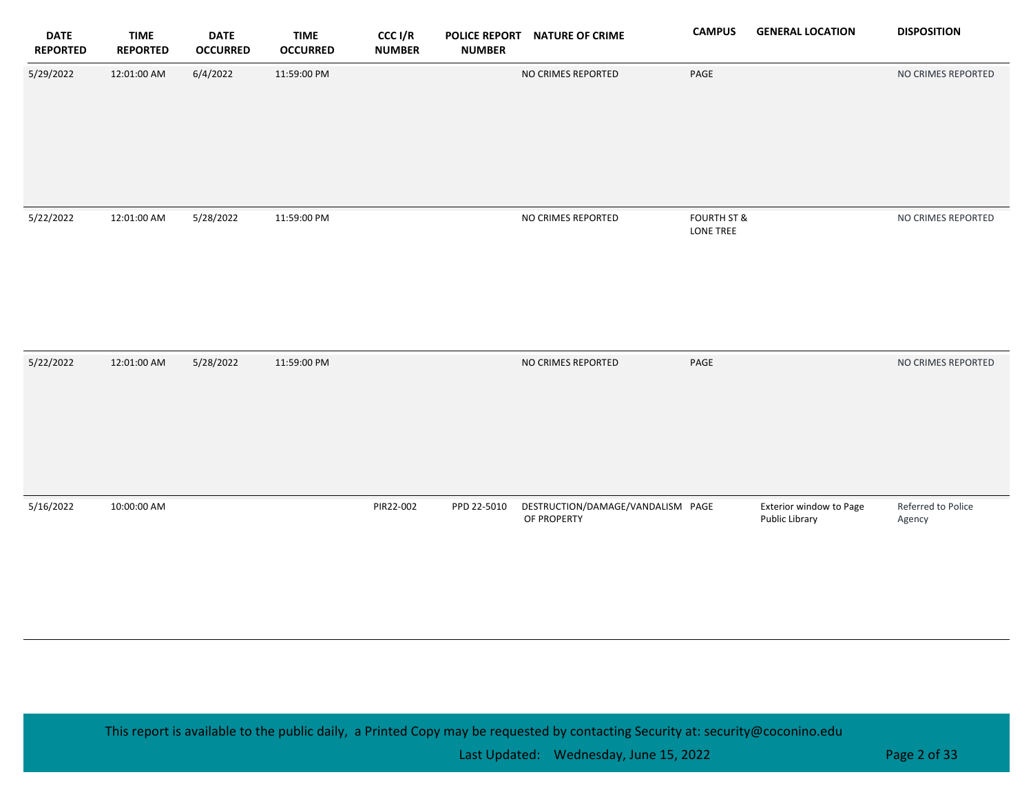| DATE REPORTED | TIME REPORTED | DATE OCCURRED | TIME OCCURRED | CCC I/R NUMBER | POLICE REPORT NUMBER | NATURE OF CRIME | CAMPUS | GENERAL LOCATION | DISPOSITION |
|---|---|---|---|---|---|---|---|---|---|
| 5/29/2022 | 12:01:00 AM | 6/4/2022 | 11:59:00 PM | | | NO CRIMES REPORTED | PAGE | | NO CRIMES REPORTED |
| 5/22/2022 | 12:01:00 AM | 5/28/2022 | 11:59:00 PM | | | NO CRIMES REPORTED | FOURTH ST & LONE TREE | | NO CRIMES REPORTED |
| 5/22/2022 | 12:01:00 AM | 5/28/2022 | 11:59:00 PM | | | NO CRIMES REPORTED | PAGE | | NO CRIMES REPORTED |
| 5/16/2022 | 10:00:00 AM | | | PIR22-002 | PPD 22-5010 | DESTRUCTION/DAMAGE/VANDALISM OF PROPERTY | PAGE | Exterior window to Page Public Library | Referred to Police Agency |

This report is available to the public daily, a Printed Copy may be requested by contacting Security at: security@coconino.edu

Last Updated: Wednesday, June 15, 2022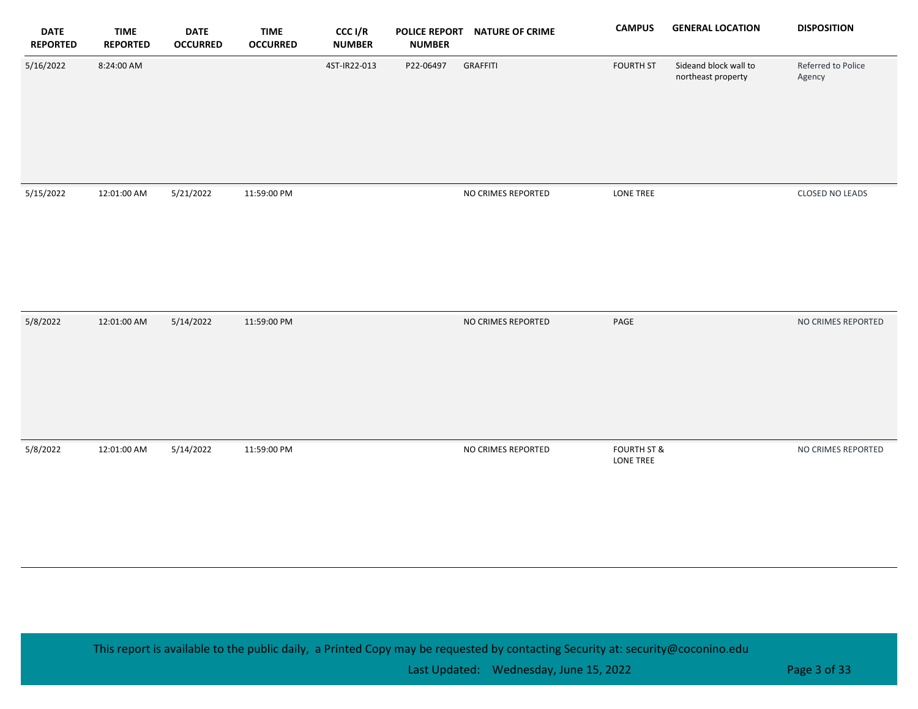| DATE REPORTED | TIME REPORTED | DATE OCCURRED | TIME OCCURRED | CCC I/R NUMBER | POLICE REPORT NUMBER | NATURE OF CRIME | CAMPUS | GENERAL LOCATION | DISPOSITION |
|---|---|---|---|---|---|---|---|---|---|
| 5/16/2022 | 8:24:00 AM | | | 4ST-IR22-013 | P22-06497 | GRAFFITI | FOURTH ST | Sideand block wall to northeast property | Referred to Police Agency |
| 5/15/2022 | 12:01:00 AM | 5/21/2022 | 11:59:00 PM | | | NO CRIMES REPORTED | LONE TREE | | CLOSED NO LEADS |
| 5/8/2022 | 12:01:00 AM | 5/14/2022 | 11:59:00 PM | | | NO CRIMES REPORTED | PAGE | | NO CRIMES REPORTED |
| 5/8/2022 | 12:01:00 AM | 5/14/2022 | 11:59:00 PM | | | NO CRIMES REPORTED | FOURTH ST & LONE TREE | | NO CRIMES REPORTED |

This report is available to the public daily, a Printed Copy may be requested by contacting Security at: security@coconino.edu

Last Updated: Wednesday, June 15, 2022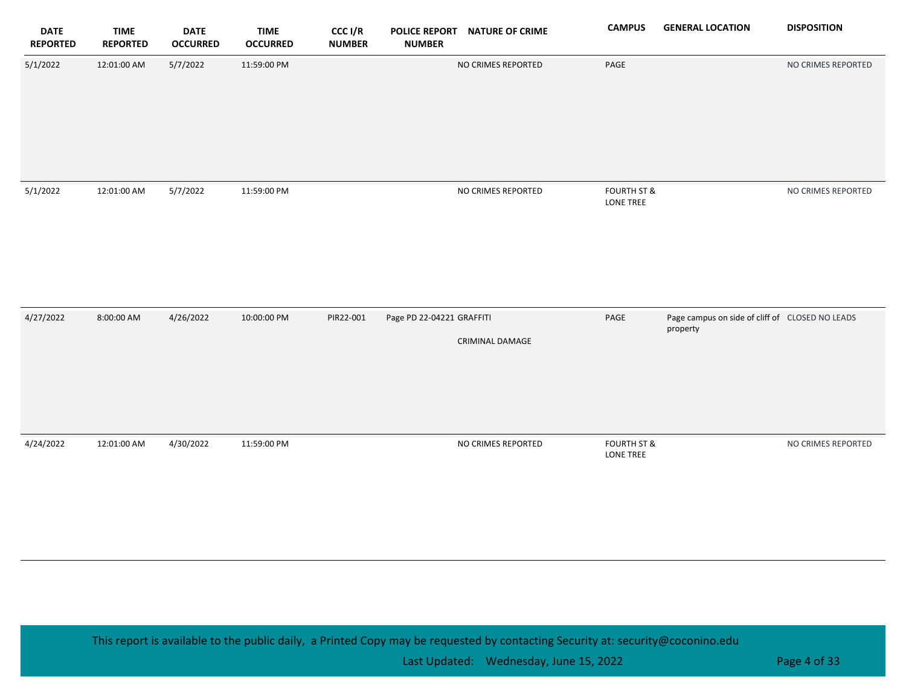| DATE REPORTED | TIME REPORTED | DATE OCCURRED | TIME OCCURRED | CCC I/R NUMBER | POLICE REPORT NUMBER | NATURE OF CRIME | CAMPUS | GENERAL LOCATION | DISPOSITION |
|---|---|---|---|---|---|---|---|---|---|
| 5/1/2022 | 12:01:00 AM | 5/7/2022 | 11:59:00 PM | | | NO CRIMES REPORTED | PAGE | | NO CRIMES REPORTED |
| 5/1/2022 | 12:01:00 AM | 5/7/2022 | 11:59:00 PM | | | NO CRIMES REPORTED | FOURTH ST & LONE TREE | | NO CRIMES REPORTED |
| 4/27/2022 | 8:00:00 AM | 4/26/2022 | 10:00:00 PM | PIR22-001 | Page PD 22-04221 | GRAFFITI<br>CRIMINAL DAMAGE | PAGE | Page campus on side of cliff of property | CLOSED NO LEADS |
| 4/24/2022 | 12:01:00 AM | 4/30/2022 | 11:59:00 PM | | | NO CRIMES REPORTED | FOURTH ST & LONE TREE | | NO CRIMES REPORTED |

This report is available to the public daily, a Printed Copy may be requested by contacting Security at: security@coconino.edu

Last Updated: Wednesday, June 15, 2022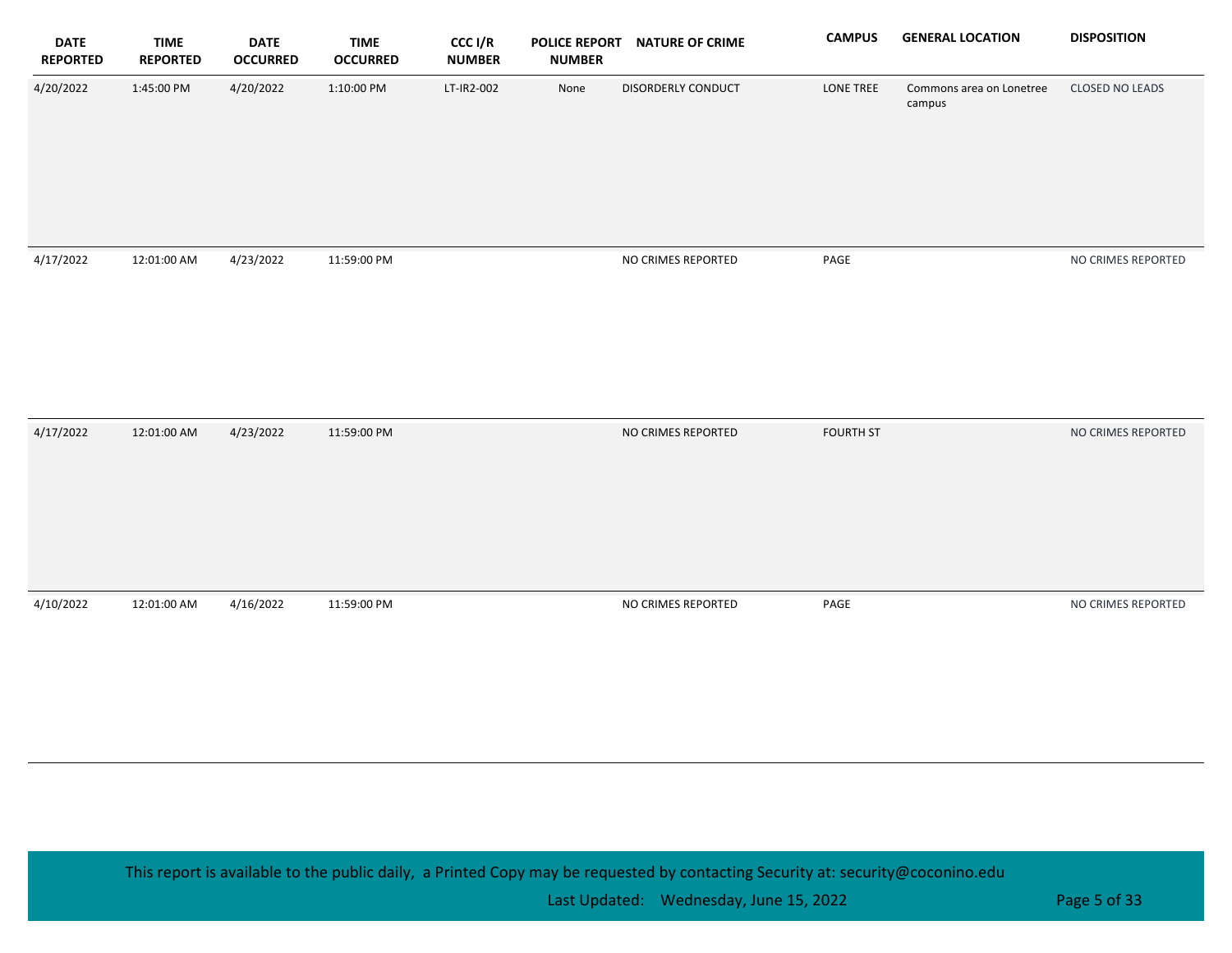| DATE REPORTED | TIME REPORTED | DATE OCCURRED | TIME OCCURRED | CCC I/R NUMBER | POLICE REPORT NUMBER | NATURE OF CRIME | CAMPUS | GENERAL LOCATION | DISPOSITION |
|---|---|---|---|---|---|---|---|---|---|
| 4/20/2022 | 1:45:00 PM | 4/20/2022 | 1:10:00 PM | LT-IR2-002 | None | DISORDERLY CONDUCT | LONE TREE | Commons area on Lonetree campus | CLOSED NO LEADS |
| 4/17/2022 | 12:01:00 AM | 4/23/2022 | 11:59:00 PM | | | NO CRIMES REPORTED | PAGE | | NO CRIMES REPORTED |
| 4/17/2022 | 12:01:00 AM | 4/23/2022 | 11:59:00 PM | | | NO CRIMES REPORTED | FOURTH ST | | NO CRIMES REPORTED |
| 4/10/2022 | 12:01:00 AM | 4/16/2022 | 11:59:00 PM | | | NO CRIMES REPORTED | PAGE | | NO CRIMES REPORTED |

This report is available to the public daily, a Printed Copy may be requested by contacting Security at: security@coconino.edu

Last Updated: Wednesday, June 15, 2022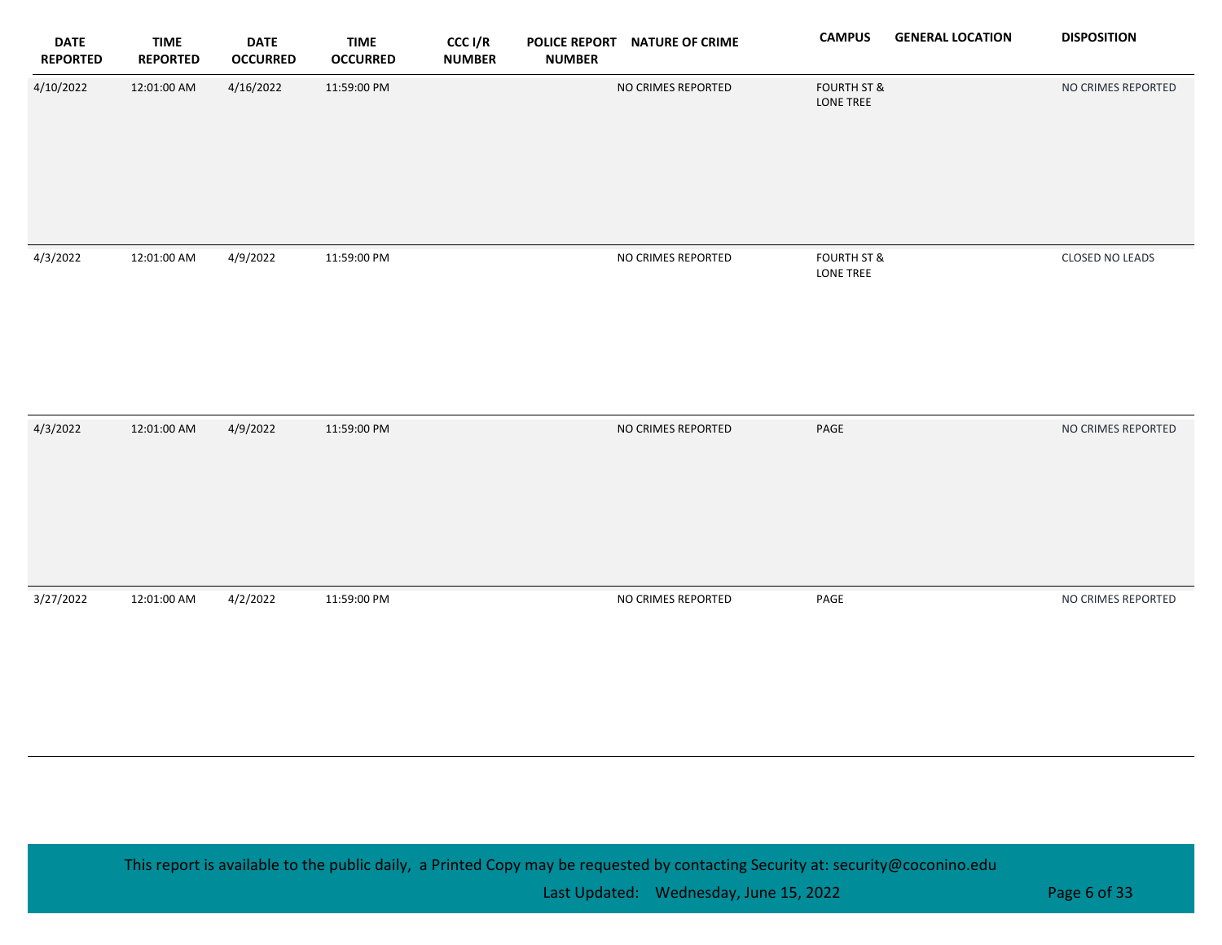| DATE REPORTED | TIME REPORTED | DATE OCCURRED | TIME OCCURRED | CCC I/R NUMBER | POLICE REPORT NUMBER | NATURE OF CRIME | CAMPUS | GENERAL LOCATION | DISPOSITION |
|---|---|---|---|---|---|---|---|---|---|
| 4/10/2022 | 12:01:00 AM | 4/16/2022 | 11:59:00 PM | | | NO CRIMES REPORTED | FOURTH ST & LONE TREE | | NO CRIMES REPORTED |
| 4/3/2022 | 12:01:00 AM | 4/9/2022 | 11:59:00 PM | | | NO CRIMES REPORTED | FOURTH ST & LONE TREE | | CLOSED NO LEADS |
| 4/3/2022 | 12:01:00 AM | 4/9/2022 | 11:59:00 PM | | | NO CRIMES REPORTED | PAGE | | NO CRIMES REPORTED |
| 3/27/2022 | 12:01:00 AM | 4/2/2022 | 11:59:00 PM | | | NO CRIMES REPORTED | PAGE | | NO CRIMES REPORTED |

This report is available to the public daily, a Printed Copy may be requested by contacting Security at: security@coconino.edu

Last Updated: Wednesday, June 15, 2022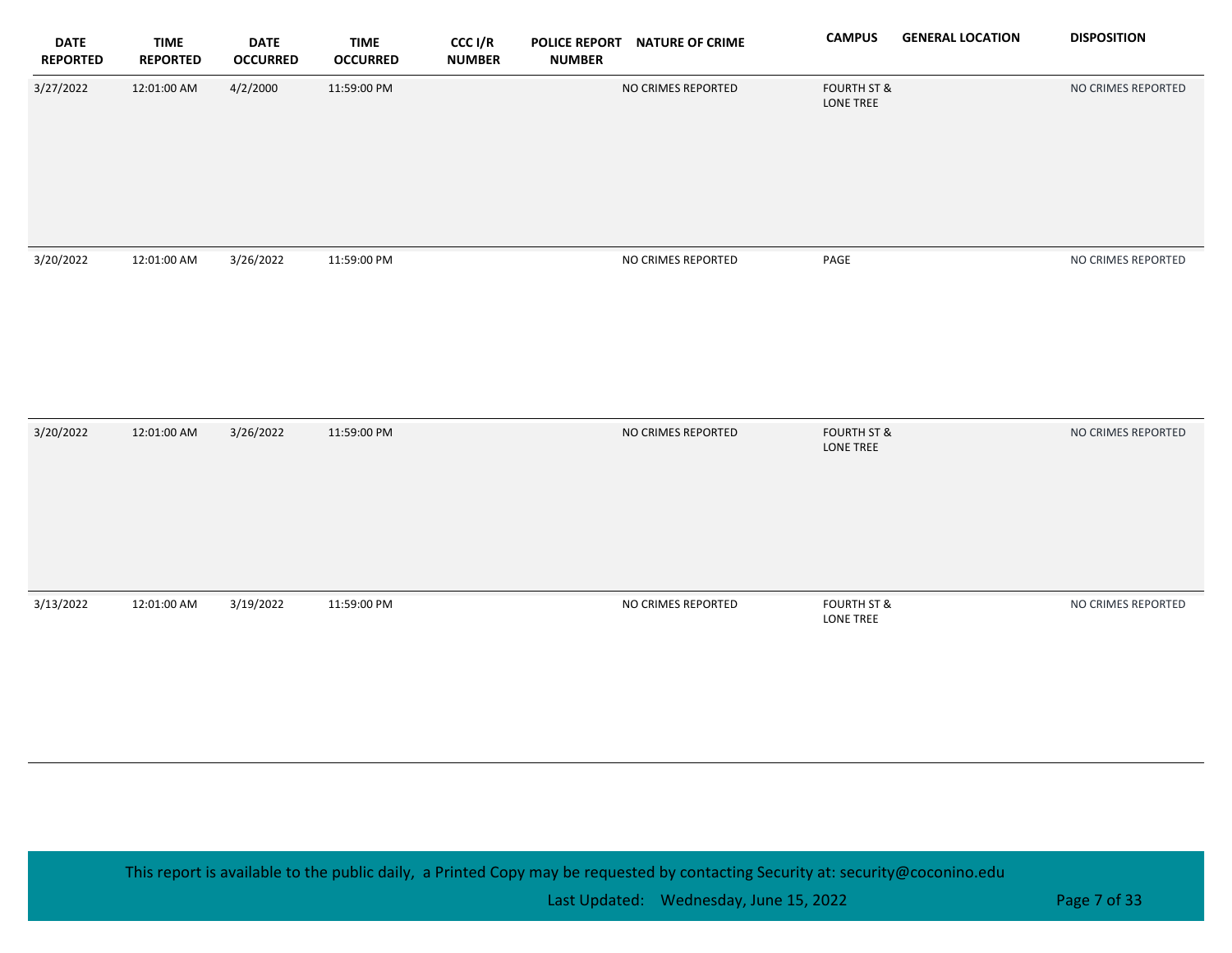| DATE REPORTED | TIME REPORTED | DATE OCCURRED | TIME OCCURRED | CCC I/R NUMBER | POLICE REPORT NUMBER | NATURE OF CRIME | CAMPUS | GENERAL LOCATION | DISPOSITION |
|---|---|---|---|---|---|---|---|---|---|
| 3/27/2022 | 12:01:00 AM | 4/2/2000 | 11:59:00 PM | | | NO CRIMES REPORTED | FOURTH ST & LONE TREE | | NO CRIMES REPORTED |
| 3/20/2022 | 12:01:00 AM | 3/26/2022 | 11:59:00 PM | | | NO CRIMES REPORTED | PAGE | | NO CRIMES REPORTED |
| 3/20/2022 | 12:01:00 AM | 3/26/2022 | 11:59:00 PM | | | NO CRIMES REPORTED | FOURTH ST & LONE TREE | | NO CRIMES REPORTED |
| 3/13/2022 | 12:01:00 AM | 3/19/2022 | 11:59:00 PM | | | NO CRIMES REPORTED | FOURTH ST & LONE TREE | | NO CRIMES REPORTED |

This report is available to the public daily, a Printed Copy may be requested by contacting Security at: security@coconino.edu

Last Updated: Wednesday, June 15, 2022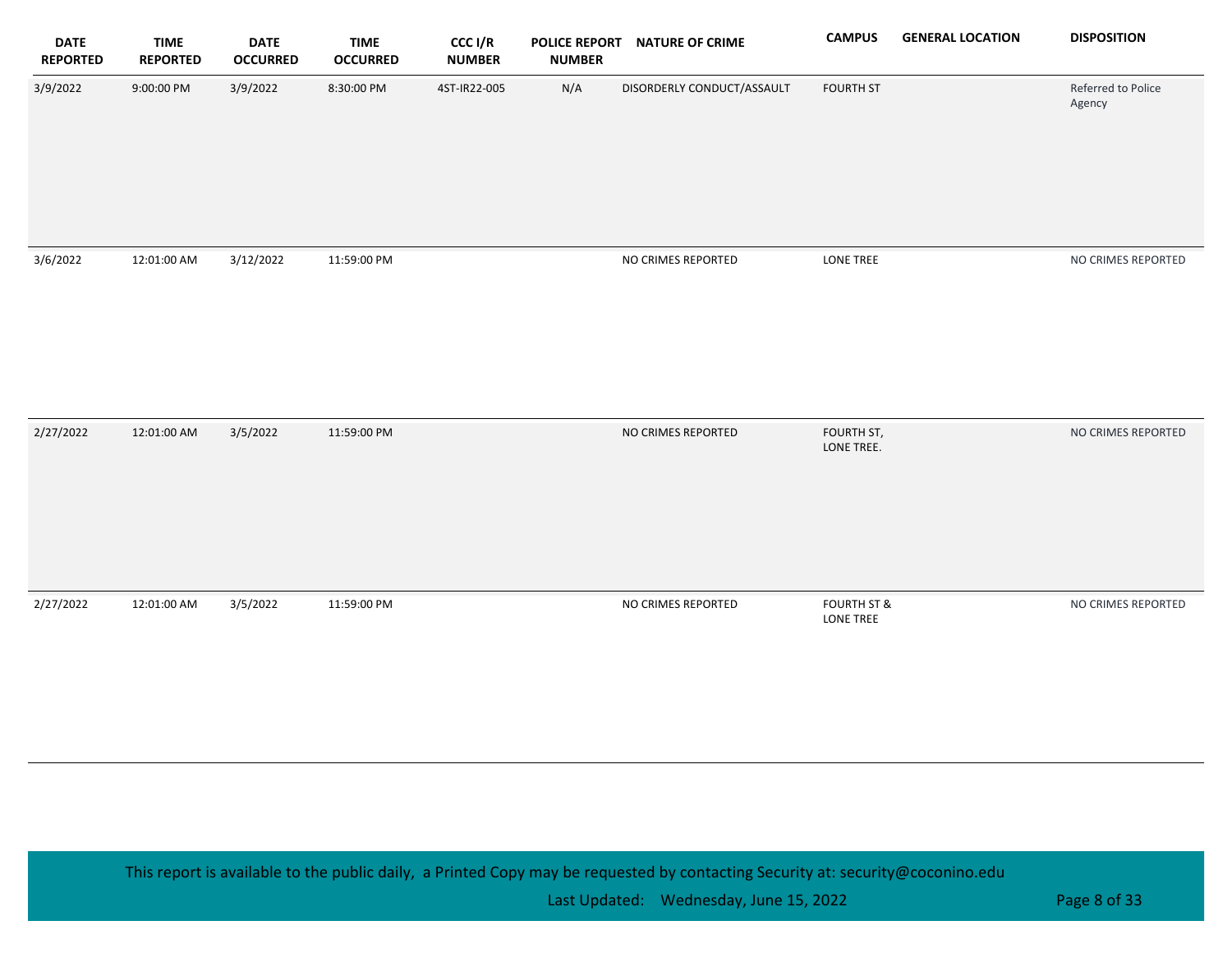| DATE REPORTED | TIME REPORTED | DATE OCCURRED | TIME OCCURRED | CCC I/R NUMBER | POLICE REPORT NUMBER | NATURE OF CRIME | CAMPUS | GENERAL LOCATION | DISPOSITION |
|---|---|---|---|---|---|---|---|---|---|
| 3/9/2022 | 9:00:00 PM | 3/9/2022 | 8:30:00 PM | 4ST-IR22-005 | N/A | DISORDERLY CONDUCT/ASSAULT | FOURTH ST | | Referred to Police Agency |
| 3/6/2022 | 12:01:00 AM | 3/12/2022 | 11:59:00 PM | | | NO CRIMES REPORTED | LONE TREE | | NO CRIMES REPORTED |
| 2/27/2022 | 12:01:00 AM | 3/5/2022 | 11:59:00 PM | | | NO CRIMES REPORTED | FOURTH ST, LONE TREE. | | NO CRIMES REPORTED |
| 2/27/2022 | 12:01:00 AM | 3/5/2022 | 11:59:00 PM | | | NO CRIMES REPORTED | FOURTH ST & LONE TREE | | NO CRIMES REPORTED |

This report is available to the public daily, a Printed Copy may be requested by contacting Security at: security@coconino.edu

Last Updated: Wednesday, June 15, 2022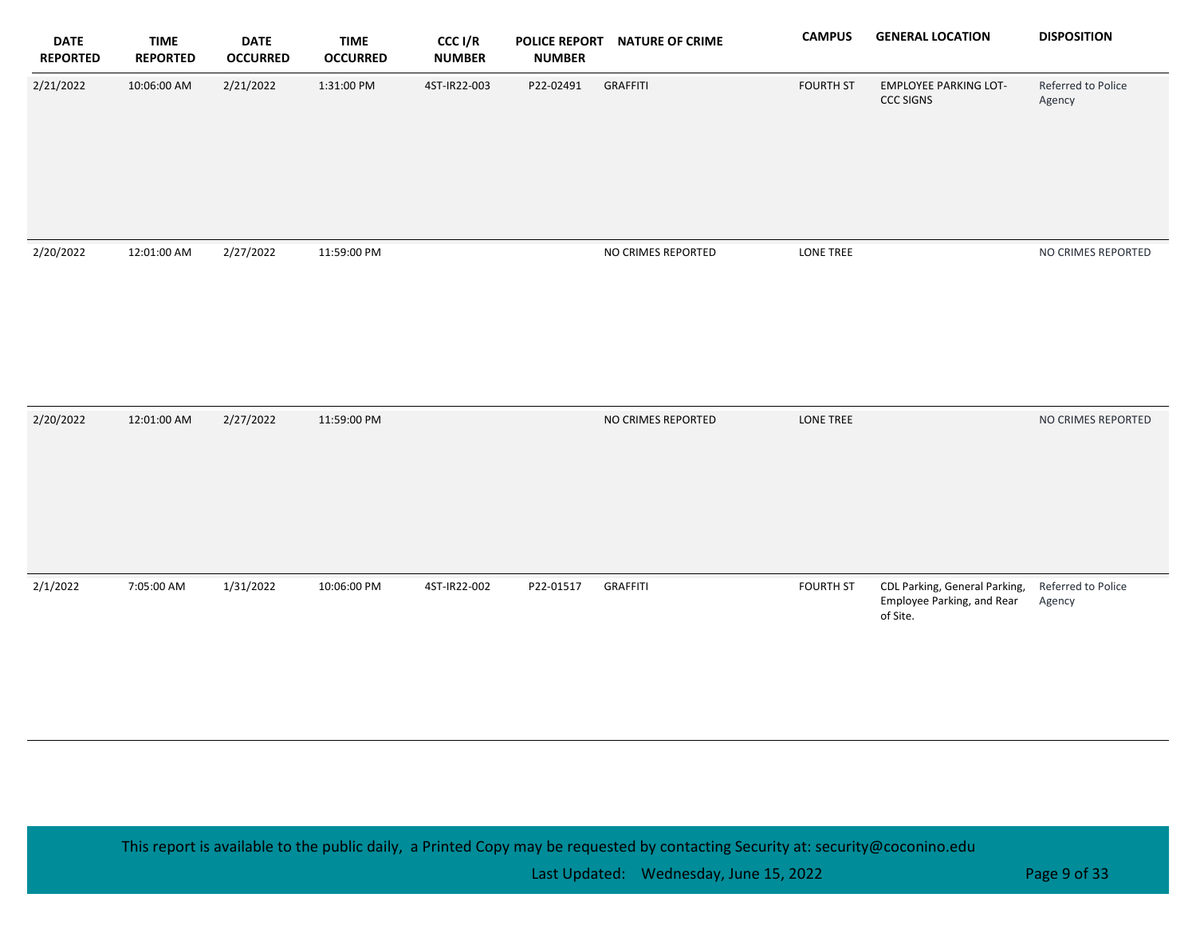| DATE REPORTED | TIME REPORTED | DATE OCCURRED | TIME OCCURRED | CCC I/R NUMBER | POLICE REPORT NUMBER | NATURE OF CRIME | CAMPUS | GENERAL LOCATION | DISPOSITION |
|---|---|---|---|---|---|---|---|---|---|
| 2/21/2022 | 10:06:00 AM | 2/21/2022 | 1:31:00 PM | 4ST-IR22-003 | P22-02491 | GRAFFITI | FOURTH ST | EMPLOYEE PARKING LOT-CCC SIGNS | Referred to Police Agency |
| 2/20/2022 | 12:01:00 AM | 2/27/2022 | 11:59:00 PM | | | NO CRIMES REPORTED | LONE TREE | | NO CRIMES REPORTED |
| 2/20/2022 | 12:01:00 AM | 2/27/2022 | 11:59:00 PM | | | NO CRIMES REPORTED | LONE TREE | | NO CRIMES REPORTED |
| 2/1/2022 | 7:05:00 AM | 1/31/2022 | 10:06:00 PM | 4ST-IR22-002 | P22-01517 | GRAFFITI | FOURTH ST | CDL Parking, General Parking, Employee Parking, and Rear of Site. | Referred to Police Agency |

This report is available to the public daily, a Printed Copy may be requested by contacting Security at: security@coconino.edu

Last Updated: Wednesday, June 15, 2022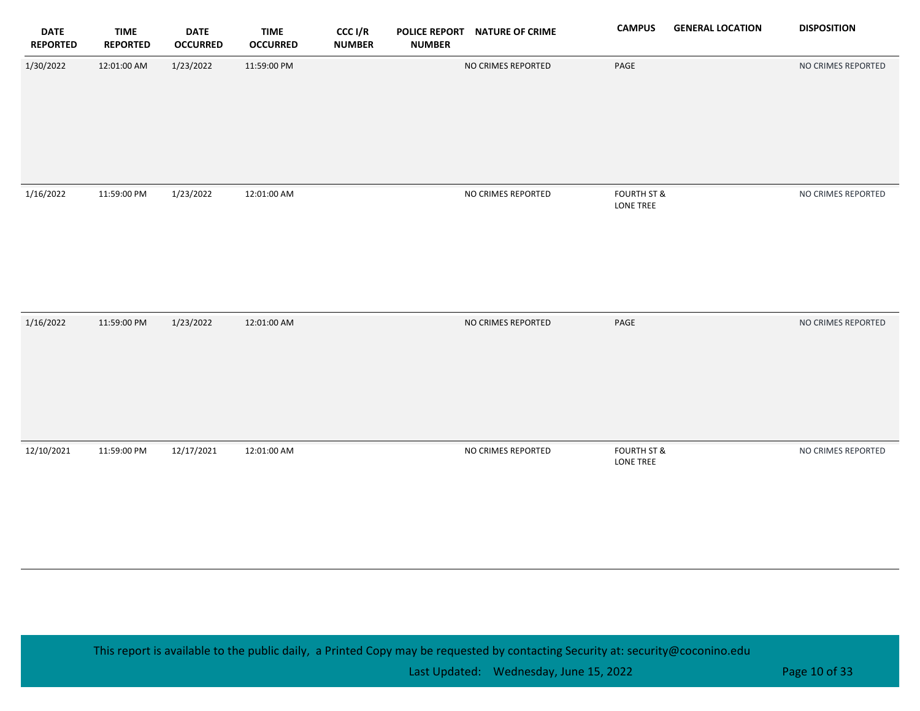| DATE REPORTED | TIME REPORTED | DATE OCCURRED | TIME OCCURRED | CCC I/R NUMBER | POLICE REPORT NUMBER | NATURE OF CRIME | CAMPUS | GENERAL LOCATION | DISPOSITION |
|---|---|---|---|---|---|---|---|---|---|
| 1/30/2022 | 12:01:00 AM | 1/23/2022 | 11:59:00 PM | | | NO CRIMES REPORTED | PAGE | | NO CRIMES REPORTED |
| 1/16/2022 | 11:59:00 PM | 1/23/2022 | 12:01:00 AM | | | NO CRIMES REPORTED | FOURTH ST & LONE TREE | | NO CRIMES REPORTED |
| 1/16/2022 | 11:59:00 PM | 1/23/2022 | 12:01:00 AM | | | NO CRIMES REPORTED | PAGE | | NO CRIMES REPORTED |
| 12/10/2021 | 11:59:00 PM | 12/17/2021 | 12:01:00 AM | | | NO CRIMES REPORTED | FOURTH ST & LONE TREE | | NO CRIMES REPORTED |

This report is available to the public daily, a Printed Copy may be requested by contacting Security at: security@coconino.edu

Last Updated: Wednesday, June 15, 2022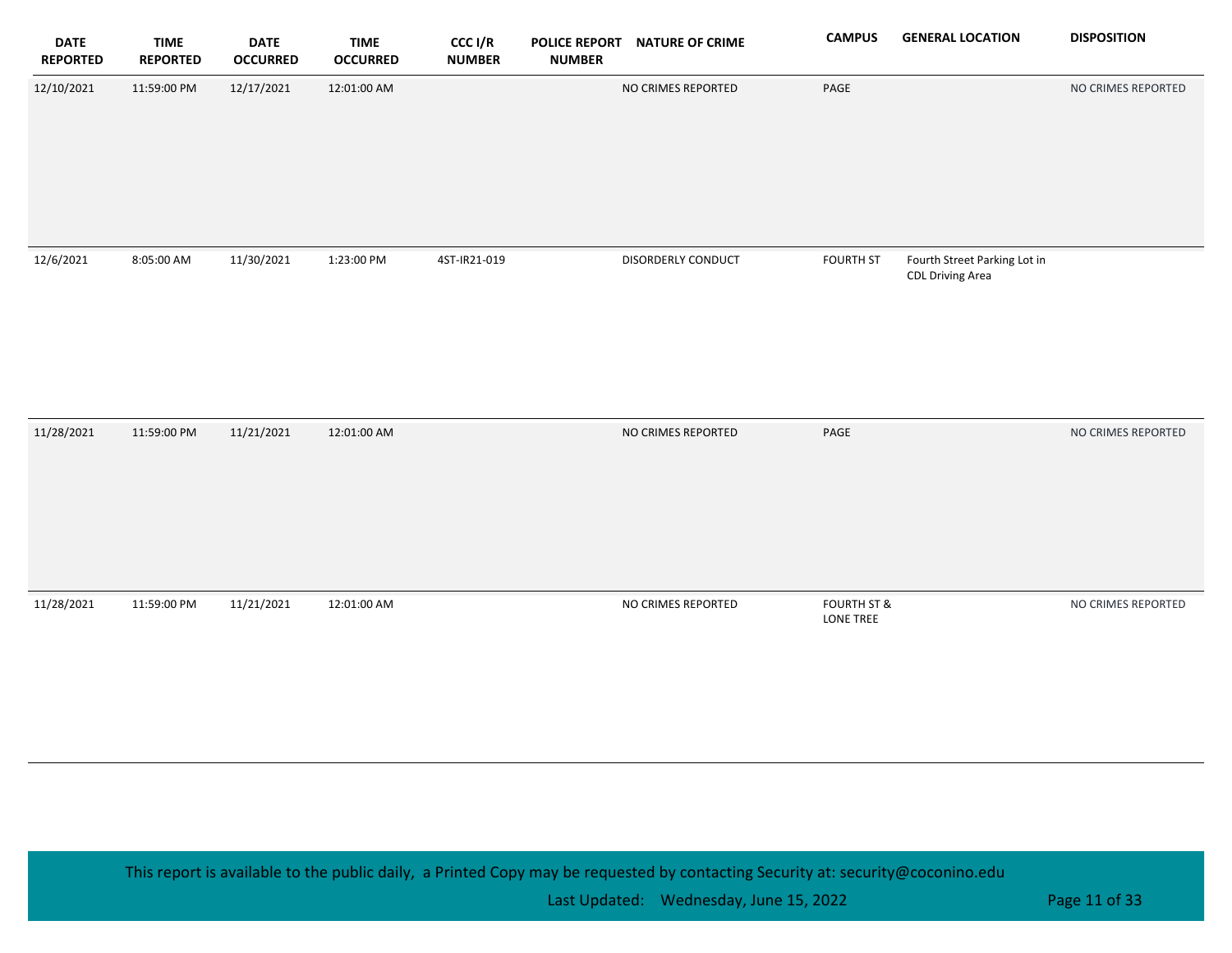| DATE REPORTED | TIME REPORTED | DATE OCCURRED | TIME OCCURRED | CCC I/R NUMBER | POLICE REPORT NUMBER | NATURE OF CRIME | CAMPUS | GENERAL LOCATION | DISPOSITION |
|---|---|---|---|---|---|---|---|---|---|
| 12/10/2021 | 11:59:00 PM | 12/17/2021 | 12:01:00 AM | | | NO CRIMES REPORTED | PAGE | | NO CRIMES REPORTED |
| 12/6/2021 | 8:05:00 AM | 11/30/2021 | 1:23:00 PM | 4ST-IR21-019 | | DISORDERLY CONDUCT | FOURTH ST | Fourth Street Parking Lot in CDL Driving Area | |
| 11/28/2021 | 11:59:00 PM | 11/21/2021 | 12:01:00 AM | | | NO CRIMES REPORTED | PAGE | | NO CRIMES REPORTED |
| 11/28/2021 | 11:59:00 PM | 11/21/2021 | 12:01:00 AM | | | NO CRIMES REPORTED | FOURTH ST & LONE TREE | | NO CRIMES REPORTED |

This report is available to the public daily, a Printed Copy may be requested by contacting Security at: security@coconino.edu

Last Updated: Wednesday, June 15, 2022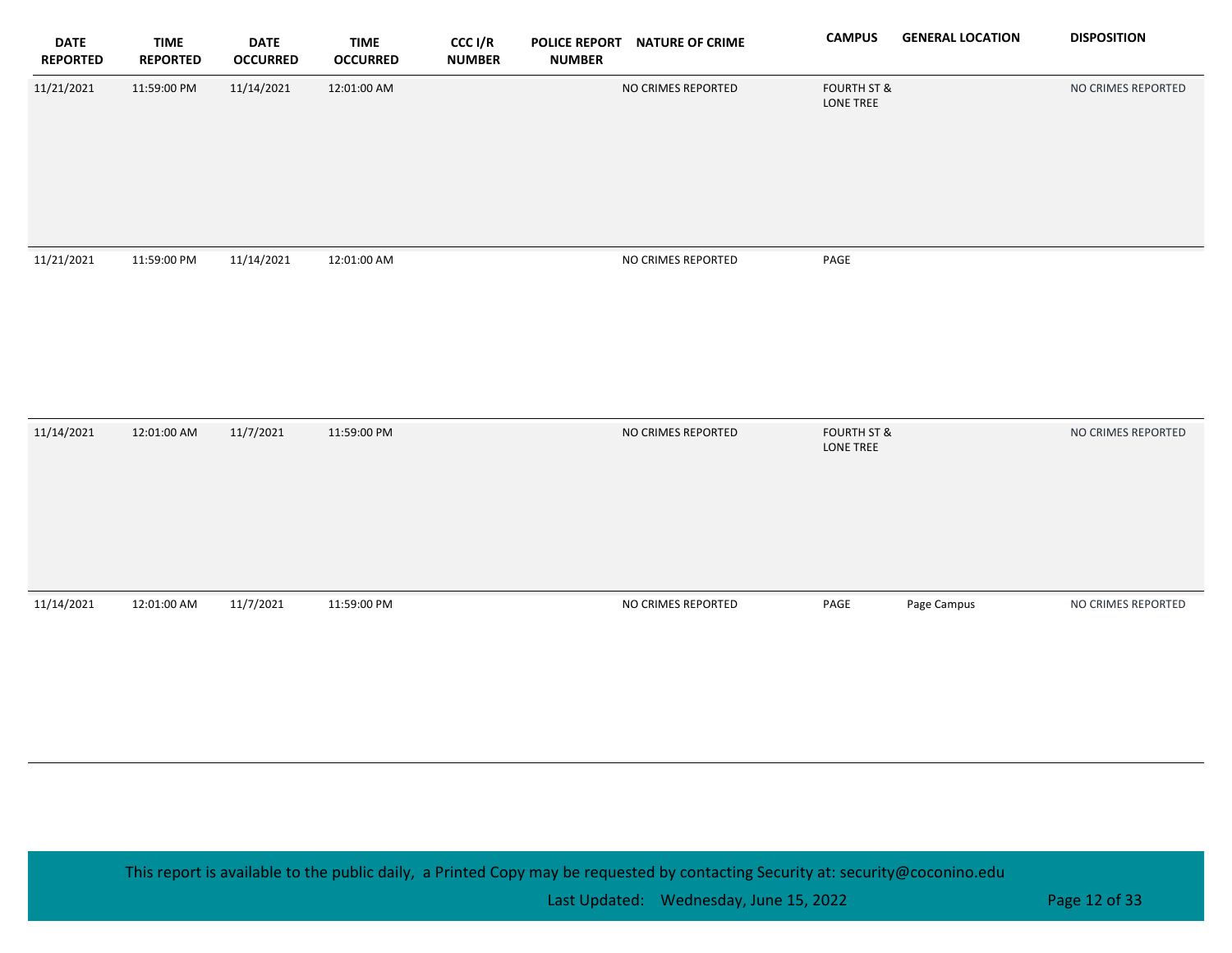| DATE REPORTED | TIME REPORTED | DATE OCCURRED | TIME OCCURRED | CCC I/R NUMBER | POLICE REPORT NUMBER | NATURE OF CRIME | CAMPUS | GENERAL LOCATION | DISPOSITION |
|---|---|---|---|---|---|---|---|---|---|
| 11/21/2021 | 11:59:00 PM | 11/14/2021 | 12:01:00 AM | | | NO CRIMES REPORTED | FOURTH ST & LONE TREE | | NO CRIMES REPORTED |
| 11/21/2021 | 11:59:00 PM | 11/14/2021 | 12:01:00 AM | | | NO CRIMES REPORTED | PAGE | | |
| 11/14/2021 | 12:01:00 AM | 11/7/2021 | 11:59:00 PM | | | NO CRIMES REPORTED | FOURTH ST & LONE TREE | | NO CRIMES REPORTED |
| 11/14/2021 | 12:01:00 AM | 11/7/2021 | 11:59:00 PM | | | NO CRIMES REPORTED | PAGE | Page Campus | NO CRIMES REPORTED |

This report is available to the public daily, a Printed Copy may be requested by contacting Security at: security@coconino.edu

Last Updated: Wednesday, June 15, 2022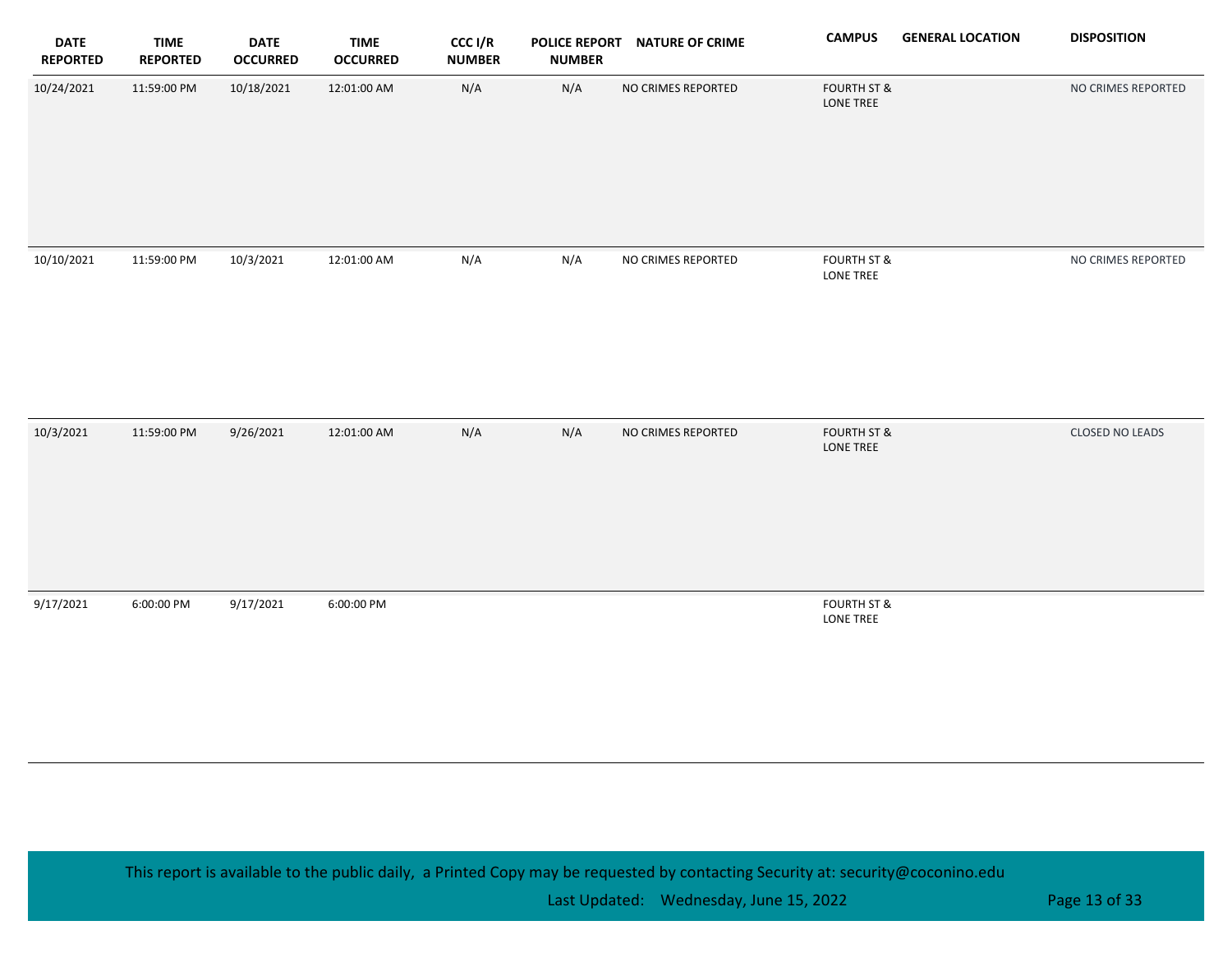| DATE REPORTED | TIME REPORTED | DATE OCCURRED | TIME OCCURRED | CCC I/R NUMBER | POLICE REPORT NUMBER | NATURE OF CRIME | CAMPUS | GENERAL LOCATION | DISPOSITION |
|---|---|---|---|---|---|---|---|---|---|
| 10/24/2021 | 11:59:00 PM | 10/18/2021 | 12:01:00 AM | N/A | N/A | NO CRIMES REPORTED | FOURTH ST & LONE TREE | | NO CRIMES REPORTED |
| 10/10/2021 | 11:59:00 PM | 10/3/2021 | 12:01:00 AM | N/A | N/A | NO CRIMES REPORTED | FOURTH ST & LONE TREE | | NO CRIMES REPORTED |
| 10/3/2021 | 11:59:00 PM | 9/26/2021 | 12:01:00 AM | N/A | N/A | NO CRIMES REPORTED | FOURTH ST & LONE TREE | | CLOSED NO LEADS |
| 9/17/2021 | 6:00:00 PM | 9/17/2021 | 6:00:00 PM | | | | FOURTH ST & LONE TREE | | |

This report is available to the public daily, a Printed Copy may be requested by contacting Security at: security@coconino.edu

Last Updated: Wednesday, June 15, 2022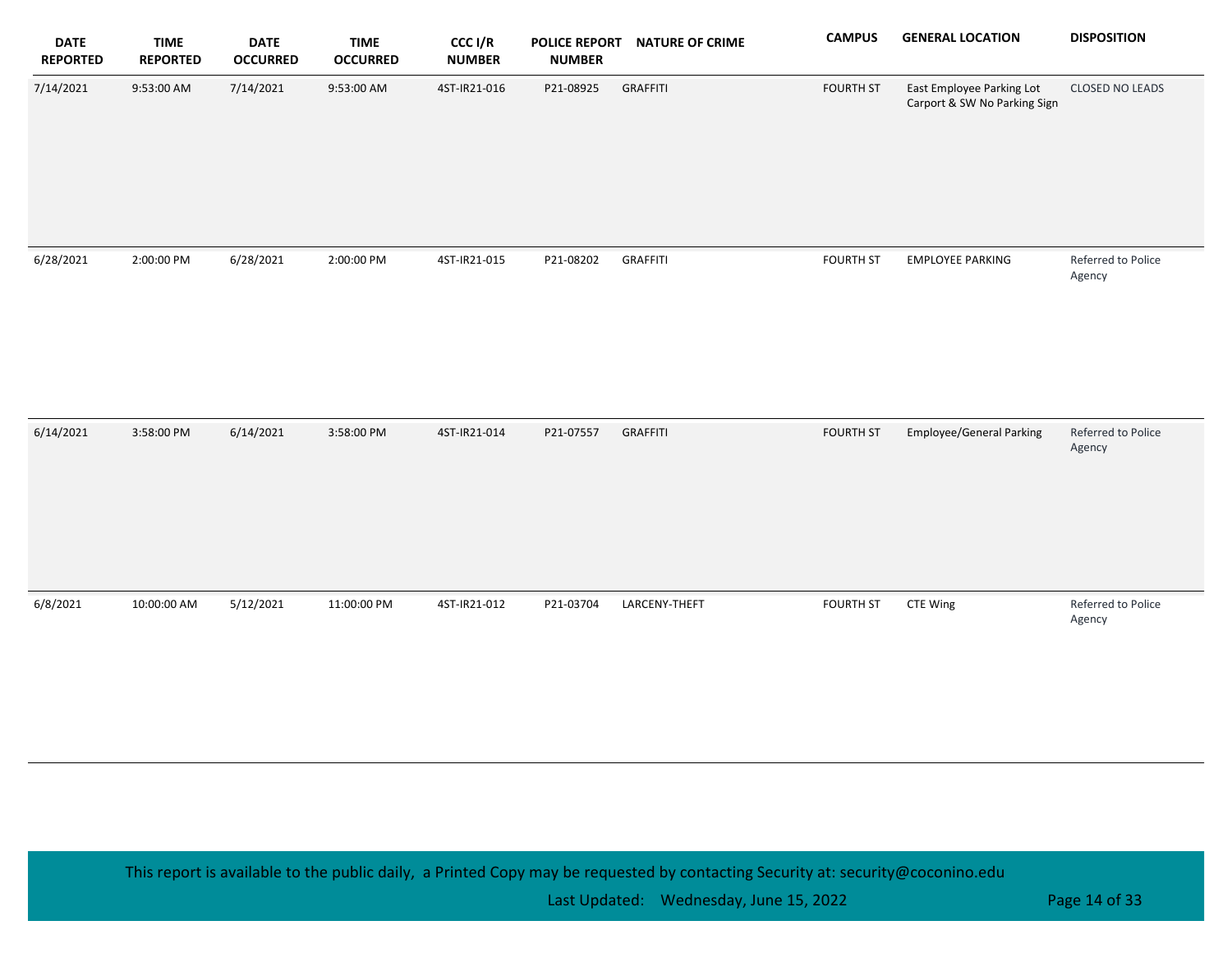| DATE REPORTED | TIME REPORTED | DATE OCCURRED | TIME OCCURRED | CCC I/R NUMBER | POLICE REPORT NUMBER | NATURE OF CRIME | CAMPUS | GENERAL LOCATION | DISPOSITION |
|---|---|---|---|---|---|---|---|---|---|
| 7/14/2021 | 9:53:00 AM | 7/14/2021 | 9:53:00 AM | 4ST-IR21-016 | P21-08925 | GRAFFITI | FOURTH ST | East Employee Parking Lot Carport & SW No Parking Sign | CLOSED NO LEADS |
| 6/28/2021 | 2:00:00 PM | 6/28/2021 | 2:00:00 PM | 4ST-IR21-015 | P21-08202 | GRAFFITI | FOURTH ST | EMPLOYEE PARKING | Referred to Police Agency |
| 6/14/2021 | 3:58:00 PM | 6/14/2021 | 3:58:00 PM | 4ST-IR21-014 | P21-07557 | GRAFFITI | FOURTH ST | Employee/General Parking | Referred to Police Agency |
| 6/8/2021 | 10:00:00 AM | 5/12/2021 | 11:00:00 PM | 4ST-IR21-012 | P21-03704 | LARCENY-THEFT | FOURTH ST | CTE Wing | Referred to Police Agency |

This report is available to the public daily, a Printed Copy may be requested by contacting Security at: security@coconino.edu

Last Updated: Wednesday, June 15, 2022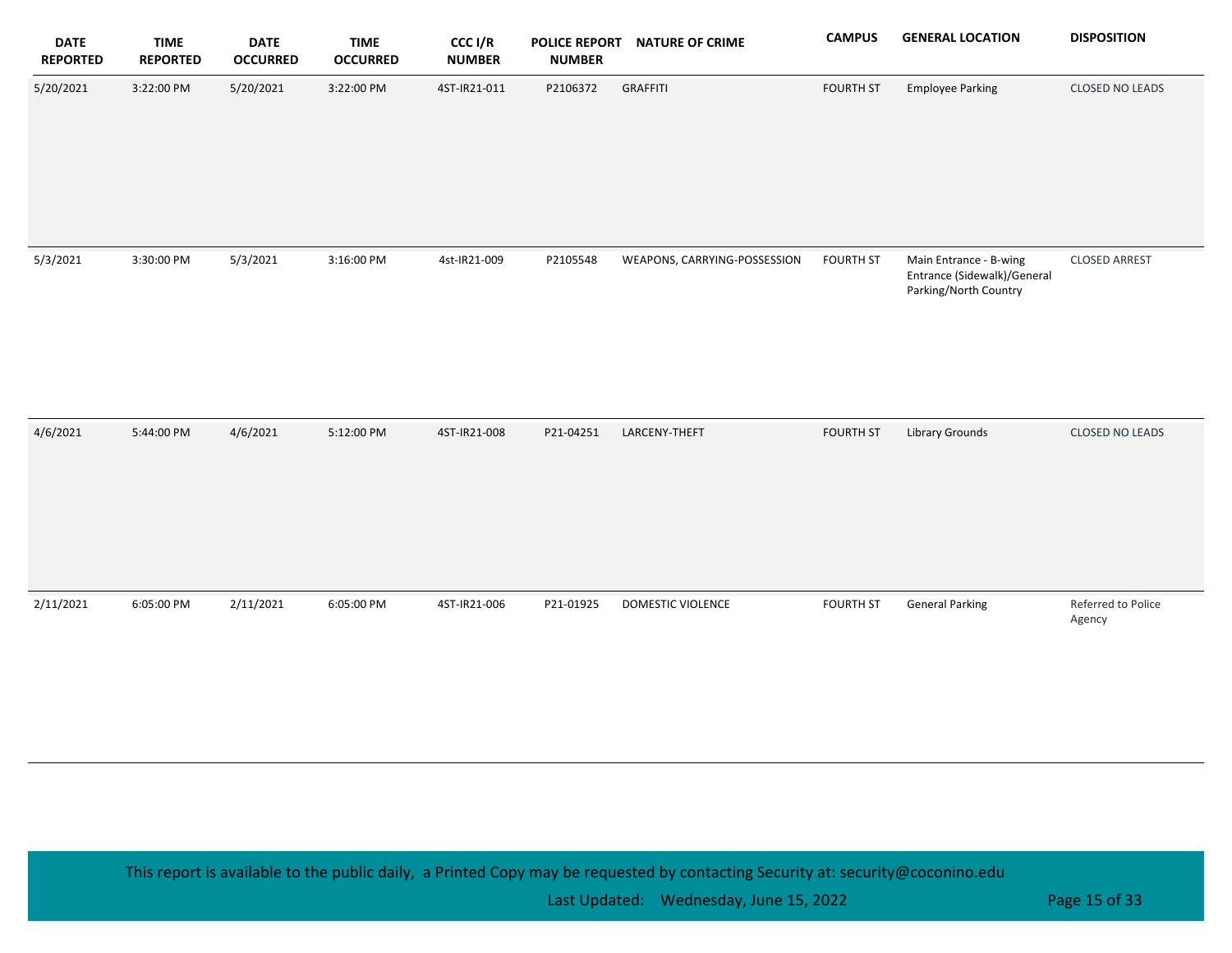| DATE REPORTED | TIME REPORTED | DATE OCCURRED | TIME OCCURRED | CCC I/R NUMBER | POLICE REPORT NUMBER | NATURE OF CRIME | CAMPUS | GENERAL LOCATION | DISPOSITION |
|---|---|---|---|---|---|---|---|---|---|
| 5/20/2021 | 3:22:00 PM | 5/20/2021 | 3:22:00 PM | 4ST-IR21-011 | P2106372 | GRAFFITI | FOURTH ST | Employee Parking | CLOSED NO LEADS |
| 5/3/2021 | 3:30:00 PM | 5/3/2021 | 3:16:00 PM | 4st-IR21-009 | P2105548 | WEAPONS, CARRYING-POSSESSION | FOURTH ST | Main Entrance - B-wing Entrance (Sidewalk)/General Parking/North Country | CLOSED ARREST |
| 4/6/2021 | 5:44:00 PM | 4/6/2021 | 5:12:00 PM | 4ST-IR21-008 | P21-04251 | LARCENY-THEFT | FOURTH ST | Library Grounds | CLOSED NO LEADS |
| 2/11/2021 | 6:05:00 PM | 2/11/2021 | 6:05:00 PM | 4ST-IR21-006 | P21-01925 | DOMESTIC VIOLENCE | FOURTH ST | General Parking | Referred to Police Agency |

This report is available to the public daily, a Printed Copy may be requested by contacting Security at: security@coconino.edu

Last Updated: Wednesday, June 15, 2022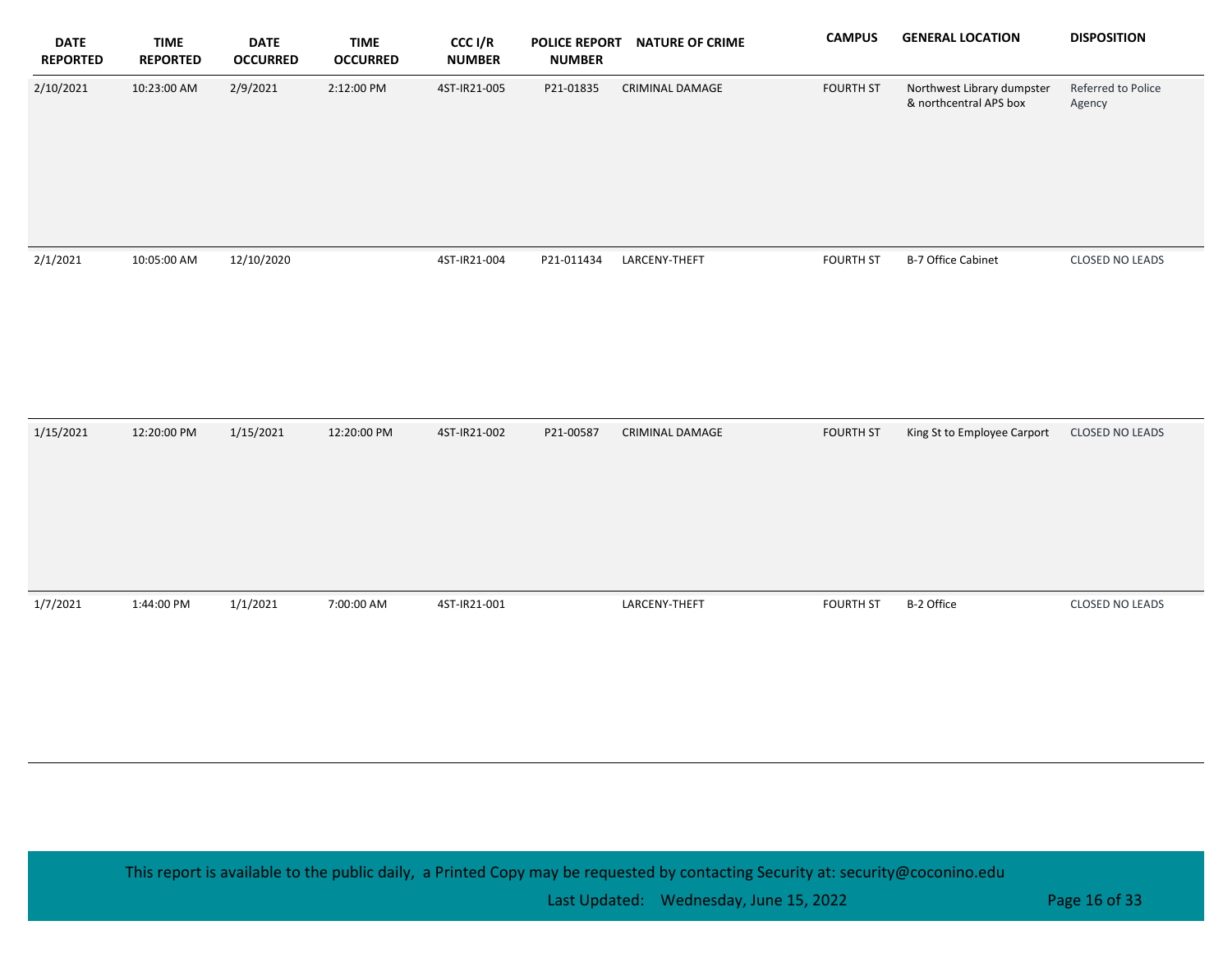| DATE REPORTED | TIME REPORTED | DATE OCCURRED | TIME OCCURRED | CCC I/R NUMBER | POLICE REPORT NUMBER | NATURE OF CRIME | CAMPUS | GENERAL LOCATION | DISPOSITION |
|---|---|---|---|---|---|---|---|---|---|
| 2/10/2021 | 10:23:00 AM | 2/9/2021 | 2:12:00 PM | 4ST-IR21-005 | P21-01835 | CRIMINAL DAMAGE | FOURTH ST | Northwest Library dumpster & northcentral APS box | Referred to Police Agency |
| 2/1/2021 | 10:05:00 AM | 12/10/2020 | | 4ST-IR21-004 | P21-011434 | LARCENY-THEFT | FOURTH ST | B-7 Office Cabinet | CLOSED NO LEADS |
| 1/15/2021 | 12:20:00 PM | 1/15/2021 | 12:20:00 PM | 4ST-IR21-002 | P21-00587 | CRIMINAL DAMAGE | FOURTH ST | King St to Employee Carport | CLOSED NO LEADS |
| 1/7/2021 | 1:44:00 PM | 1/1/2021 | 7:00:00 AM | 4ST-IR21-001 | | LARCENY-THEFT | FOURTH ST | B-2 Office | CLOSED NO LEADS |

This report is available to the public daily, a Printed Copy may be requested by contacting Security at: security@coconino.edu

Last Updated: Wednesday, June 15, 2022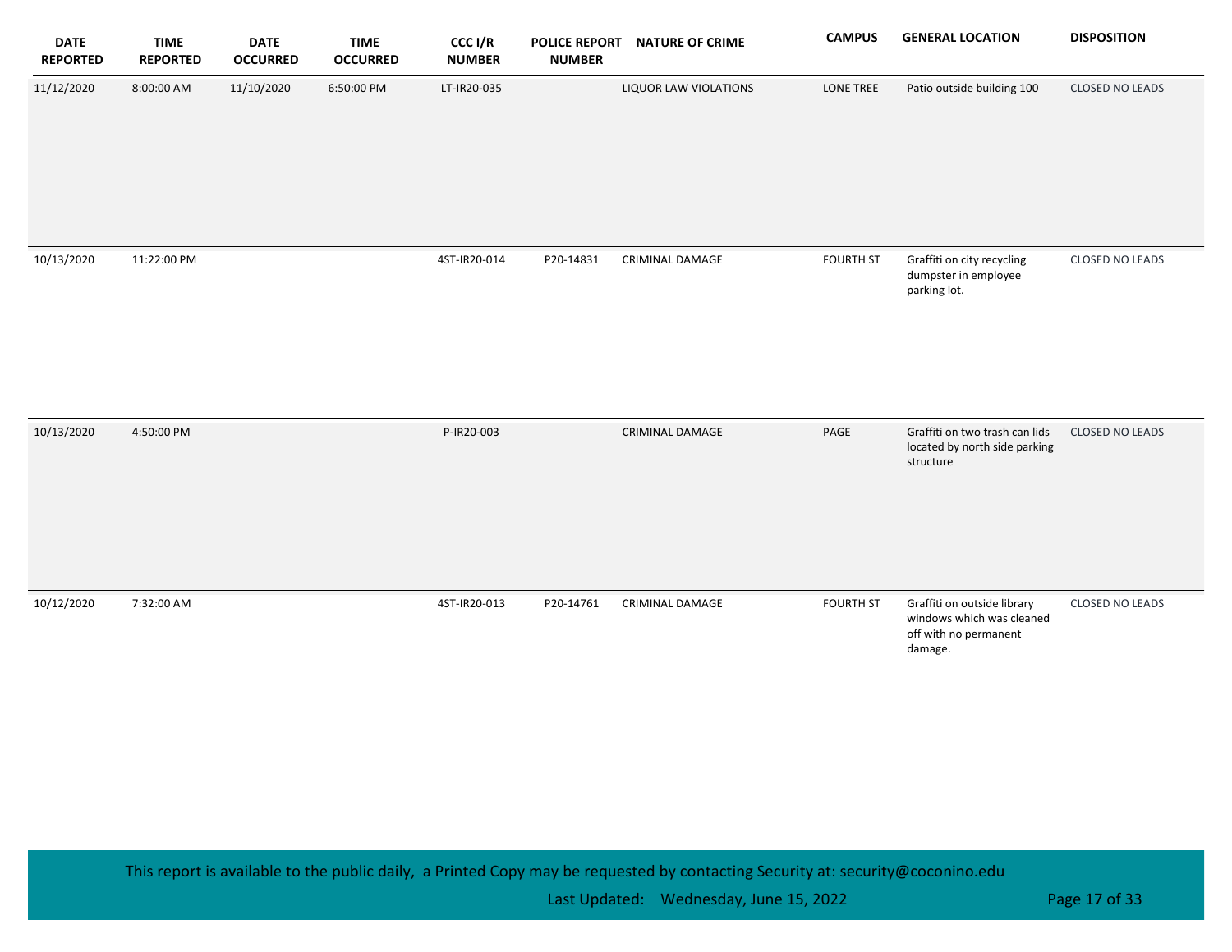| DATE REPORTED | TIME REPORTED | DATE OCCURRED | TIME OCCURRED | CCC I/R NUMBER | POLICE REPORT NUMBER | NATURE OF CRIME | CAMPUS | GENERAL LOCATION | DISPOSITION |
|---|---|---|---|---|---|---|---|---|---|
| 11/12/2020 | 8:00:00 AM | 11/10/2020 | 6:50:00 PM | LT-IR20-035 | | LIQUOR LAW VIOLATIONS | LONE TREE | Patio outside building 100 | CLOSED NO LEADS |
| 10/13/2020 | 11:22:00 PM | | | 4ST-IR20-014 | P20-14831 | CRIMINAL DAMAGE | FOURTH ST | Graffiti on city recycling dumpster in employee parking lot. | CLOSED NO LEADS |
| 10/13/2020 | 4:50:00 PM | | | P-IR20-003 | | CRIMINAL DAMAGE | PAGE | Graffiti on two trash can lids located by north side parking structure | CLOSED NO LEADS |
| 10/12/2020 | 7:32:00 AM | | | 4ST-IR20-013 | P20-14761 | CRIMINAL DAMAGE | FOURTH ST | Graffiti on outside library windows which was cleaned off with no permanent damage. | CLOSED NO LEADS |

This report is available to the public daily, a Printed Copy may be requested by contacting Security at: security@coconino.edu

Last Updated: Wednesday, June 15, 2022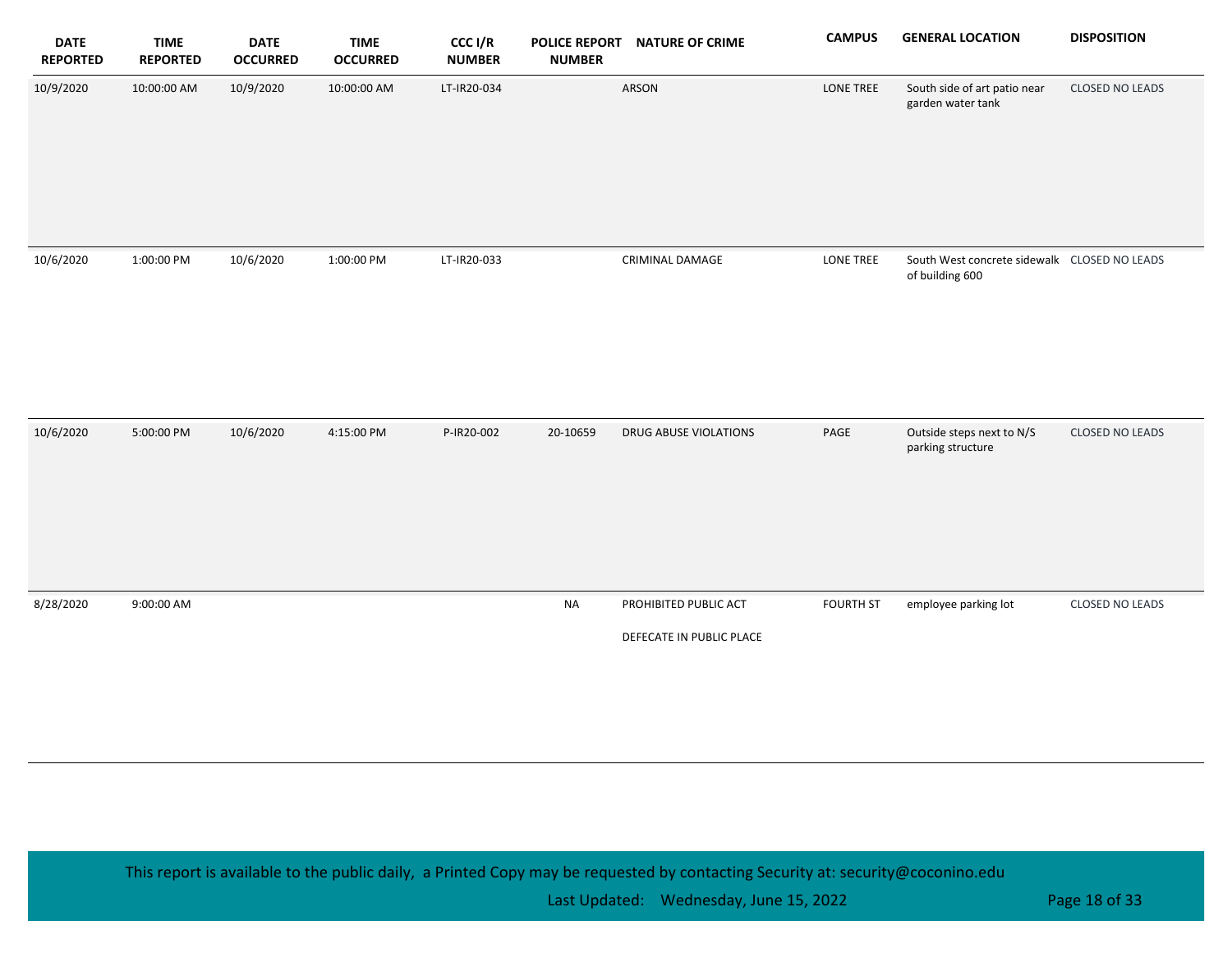| DATE REPORTED | TIME REPORTED | DATE OCCURRED | TIME OCCURRED | CCC I/R NUMBER | POLICE REPORT NUMBER | NATURE OF CRIME | CAMPUS | GENERAL LOCATION | DISPOSITION |
|---|---|---|---|---|---|---|---|---|---|
| 10/9/2020 | 10:00:00 AM | 10/9/2020 | 10:00:00 AM | LT-IR20-034 | | ARSON | LONE TREE | South side of art patio near garden water tank | CLOSED NO LEADS |
| 10/6/2020 | 1:00:00 PM | 10/6/2020 | 1:00:00 PM | LT-IR20-033 | | CRIMINAL DAMAGE | LONE TREE | South West concrete sidewalk of building 600 | CLOSED NO LEADS |
| 10/6/2020 | 5:00:00 PM | 10/6/2020 | 4:15:00 PM | P-IR20-002 | 20-10659 | DRUG ABUSE VIOLATIONS | PAGE | Outside steps next to N/S parking structure | CLOSED NO LEADS |
| 8/28/2020 | 9:00:00 AM | | | | NA | PROHIBITED PUBLIC ACT<br><br>DEFECATE IN PUBLIC PLACE | FOURTH ST | employee parking lot | CLOSED NO LEADS |

This report is available to the public daily, a Printed Copy may be requested by contacting Security at: security@coconino.edu

Last Updated: Wednesday, June 15, 2022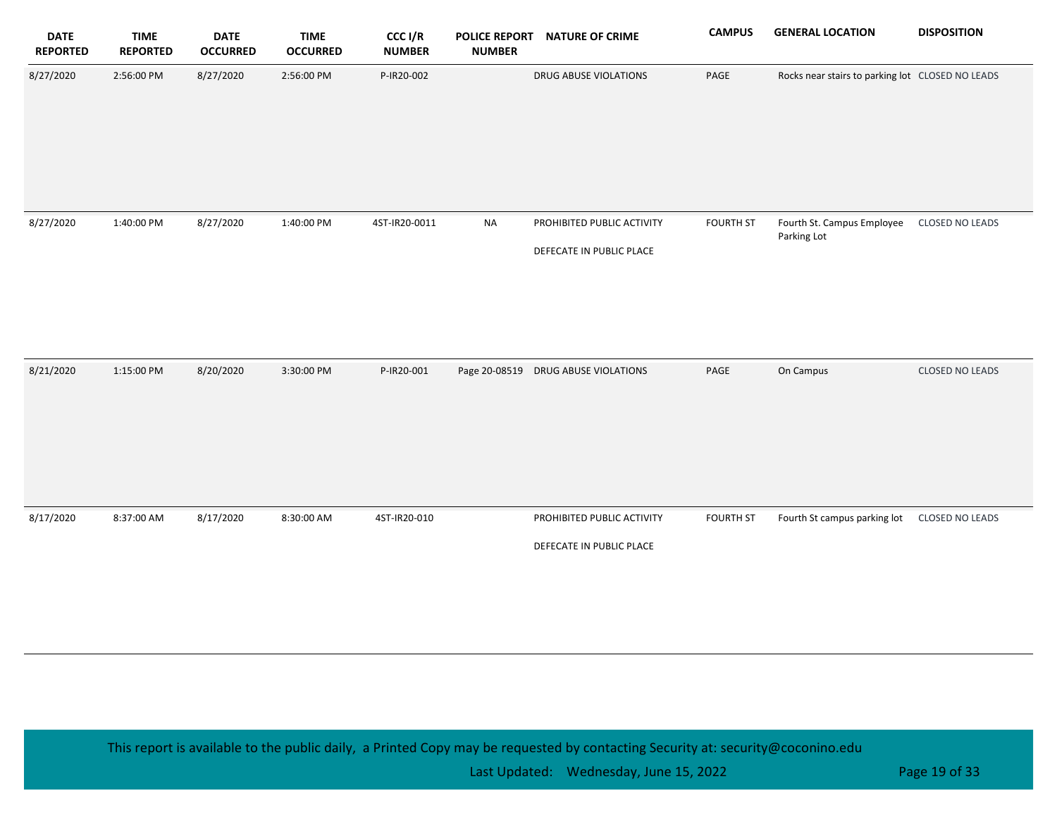| DATE REPORTED | TIME REPORTED | DATE OCCURRED | TIME OCCURRED | CCC I/R NUMBER | POLICE REPORT NUMBER | NATURE OF CRIME | CAMPUS | GENERAL LOCATION | DISPOSITION |
|---|---|---|---|---|---|---|---|---|---|
| 8/27/2020 | 2:56:00 PM | 8/27/2020 | 2:56:00 PM | P-IR20-002 | | DRUG ABUSE VIOLATIONS | PAGE | Rocks near stairs to parking lot | CLOSED NO LEADS |
| 8/27/2020 | 1:40:00 PM | 8/27/2020 | 1:40:00 PM | 4ST-IR20-0011 | NA | PROHIBITED PUBLIC ACTIVITY<br>DEFECATE IN PUBLIC PLACE | FOURTH ST | Fourth St. Campus Employee Parking Lot | CLOSED NO LEADS |
| 8/21/2020 | 1:15:00 PM | 8/20/2020 | 3:30:00 PM | P-IR20-001 | Page 20-08519 | DRUG ABUSE VIOLATIONS | PAGE | On Campus | CLOSED NO LEADS |
| 8/17/2020 | 8:37:00 AM | 8/17/2020 | 8:30:00 AM | 4ST-IR20-010 | | PROHIBITED PUBLIC ACTIVITY<br>DEFECATE IN PUBLIC PLACE | FOURTH ST | Fourth St campus parking lot | CLOSED NO LEADS |

This report is available to the public daily, a Printed Copy may be requested by contacting Security at: security@coconino.edu

Last Updated: Wednesday, June 15, 2022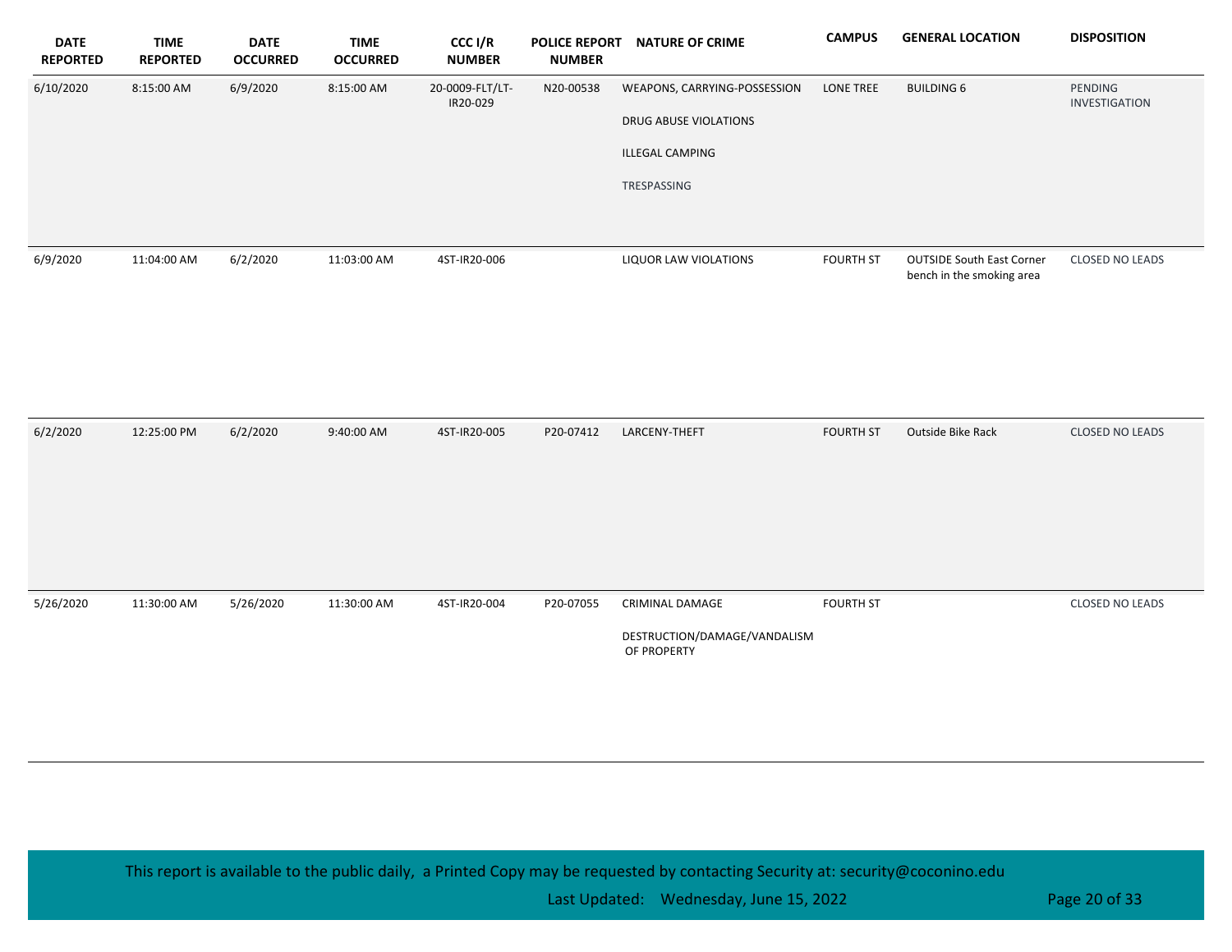| DATE REPORTED | TIME REPORTED | DATE OCCURRED | TIME OCCURRED | CCC I/R NUMBER | POLICE REPORT NUMBER | NATURE OF CRIME | CAMPUS | GENERAL LOCATION | DISPOSITION |
|---|---|---|---|---|---|---|---|---|---|
| 6/10/2020 | 8:15:00 AM | 6/9/2020 | 8:15:00 AM | 20-0009-FLT/LT-IR20-029 | N20-00538 | WEAPONS, CARRYING-POSSESSION<br>DRUG ABUSE VIOLATIONS<br>ILLEGAL CAMPING<br>TRESPASSING | LONE TREE | BUILDING 6 | PENDING INVESTIGATION |
| 6/9/2020 | 11:04:00 AM | 6/2/2020 | 11:03:00 AM | 4ST-IR20-006 | | LIQUOR LAW VIOLATIONS | FOURTH ST | OUTSIDE South East Corner bench in the smoking area | CLOSED NO LEADS |
| 6/2/2020 | 12:25:00 PM | 6/2/2020 | 9:40:00 AM | 4ST-IR20-005 | P20-07412 | LARCENY-THEFT | FOURTH ST | Outside Bike Rack | CLOSED NO LEADS |
| 5/26/2020 | 11:30:00 AM | 5/26/2020 | 11:30:00 AM | 4ST-IR20-004 | P20-07055 | CRIMINAL DAMAGE<br>DESTRUCTION/DAMAGE/VANDALISM OF PROPERTY | FOURTH ST | | CLOSED NO LEADS |

This report is available to the public daily, a Printed Copy may be requested by contacting Security at: security@coconino.edu

Last Updated: Wednesday, June 15, 2022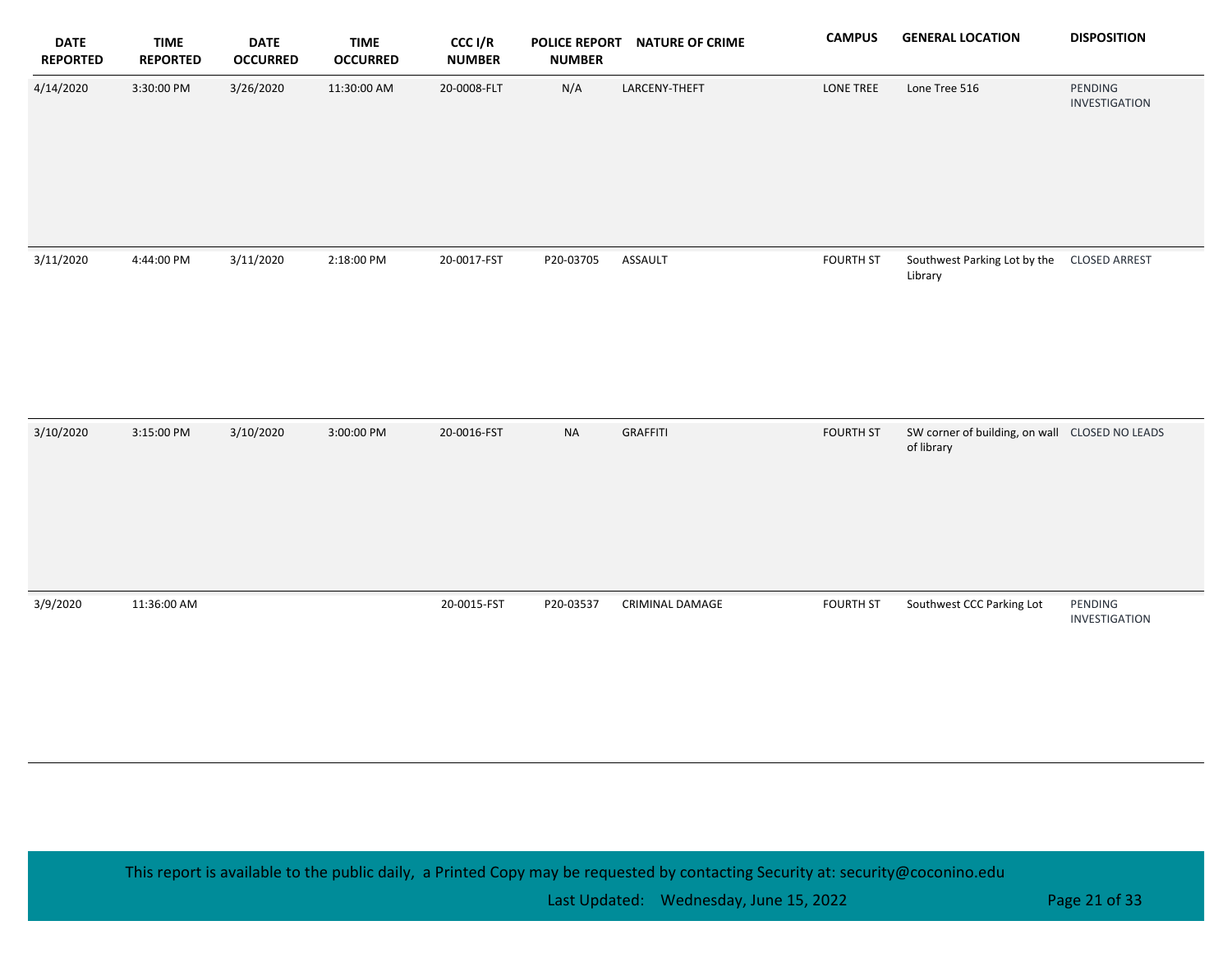| DATE REPORTED | TIME REPORTED | DATE OCCURRED | TIME OCCURRED | CCC I/R NUMBER | POLICE REPORT NUMBER | NATURE OF CRIME | CAMPUS | GENERAL LOCATION | DISPOSITION |
|---|---|---|---|---|---|---|---|---|---|
| 4/14/2020 | 3:30:00 PM | 3/26/2020 | 11:30:00 AM | 20-0008-FLT | N/A | LARCENY-THEFT | LONE TREE | Lone Tree 516 | PENDING INVESTIGATION |
| 3/11/2020 | 4:44:00 PM | 3/11/2020 | 2:18:00 PM | 20-0017-FST | P20-03705 | ASSAULT | FOURTH ST | Southwest Parking Lot by the Library | CLOSED ARREST |
| 3/10/2020 | 3:15:00 PM | 3/10/2020 | 3:00:00 PM | 20-0016-FST | NA | GRAFFITI | FOURTH ST | SW corner of building, on wall of library | CLOSED NO LEADS |
| 3/9/2020 | 11:36:00 AM | | | 20-0015-FST | P20-03537 | CRIMINAL DAMAGE | FOURTH ST | Southwest CCC Parking Lot | PENDING INVESTIGATION |

This report is available to the public daily, a Printed Copy may be requested by contacting Security at: security@coconino.edu

Last Updated: Wednesday, June 15, 2022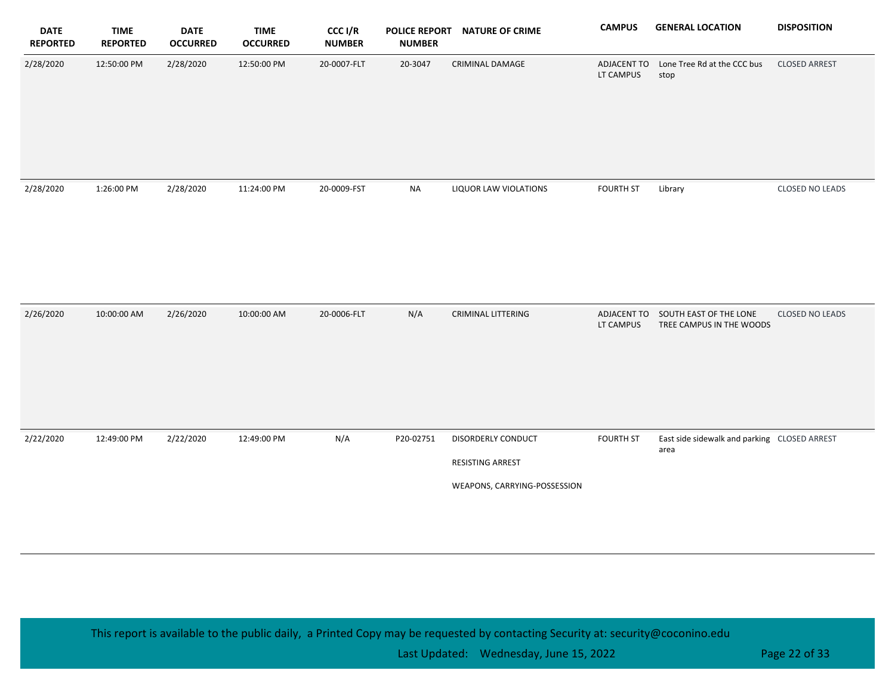| DATE REPORTED | TIME REPORTED | DATE OCCURRED | TIME OCCURRED | CCC I/R NUMBER | POLICE REPORT NUMBER | NATURE OF CRIME | CAMPUS | GENERAL LOCATION | DISPOSITION |
|---|---|---|---|---|---|---|---|---|---|
| 2/28/2020 | 12:50:00 PM | 2/28/2020 | 12:50:00 PM | 20-0007-FLT | 20-3047 | CRIMINAL DAMAGE | ADJACENT TO LT CAMPUS | Lone Tree Rd at the CCC bus stop | CLOSED ARREST |
| 2/28/2020 | 1:26:00 PM | 2/28/2020 | 11:24:00 PM | 20-0009-FST | NA | LIQUOR LAW VIOLATIONS | FOURTH ST | Library | CLOSED NO LEADS |
| 2/26/2020 | 10:00:00 AM | 2/26/2020 | 10:00:00 AM | 20-0006-FLT | N/A | CRIMINAL LITTERING | ADJACENT TO LT CAMPUS | SOUTH EAST OF THE LONE TREE CAMPUS IN THE WOODS | CLOSED NO LEADS |
| 2/22/2020 | 12:49:00 PM | 2/22/2020 | 12:49:00 PM | N/A | P20-02751 | DISORDERLY CONDUCT<br>RESISTING ARREST<br>WEAPONS, CARRYING-POSSESSION | FOURTH ST | East side sidewalk and parking area | CLOSED ARREST |

This report is available to the public daily, a Printed Copy may be requested by contacting Security at: security@coconino.edu

Last Updated: Wednesday, June 15, 2022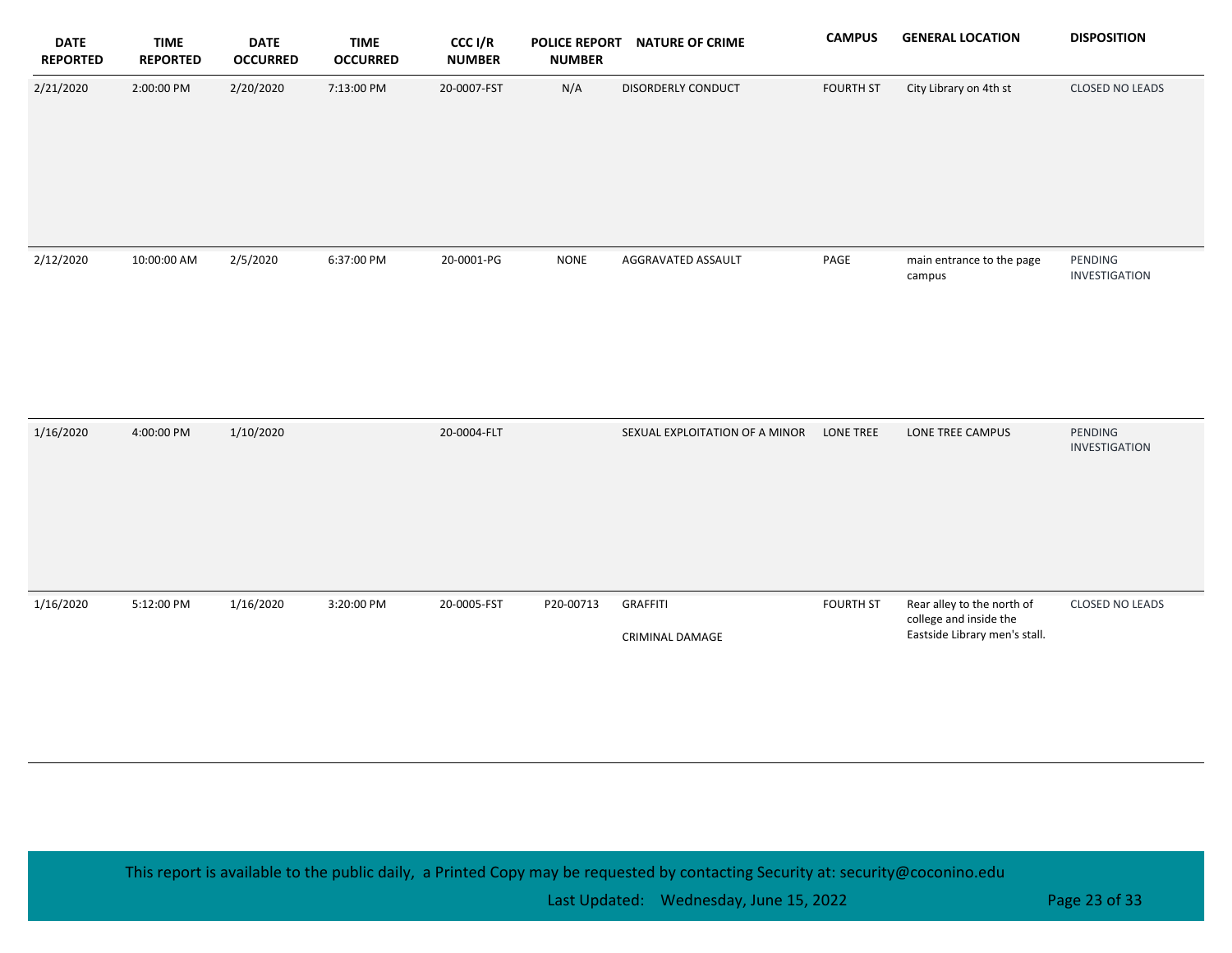| DATE REPORTED | TIME REPORTED | DATE OCCURRED | TIME OCCURRED | CCC I/R NUMBER | POLICE REPORT NUMBER | NATURE OF CRIME | CAMPUS | GENERAL LOCATION | DISPOSITION |
|---|---|---|---|---|---|---|---|---|---|
| 2/21/2020 | 2:00:00 PM | 2/20/2020 | 7:13:00 PM | 20-0007-FST | N/A | DISORDERLY CONDUCT | FOURTH ST | City Library on 4th st | CLOSED NO LEADS |
| 2/12/2020 | 10:00:00 AM | 2/5/2020 | 6:37:00 PM | 20-0001-PG | NONE | AGGRAVATED ASSAULT | PAGE | main entrance to the page campus | PENDING INVESTIGATION |
| 1/16/2020 | 4:00:00 PM | 1/10/2020 | | 20-0004-FLT | | SEXUAL EXPLOITATION OF A MINOR | LONE TREE | LONE TREE CAMPUS | PENDING INVESTIGATION |
| 1/16/2020 | 5:12:00 PM | 1/16/2020 | 3:20:00 PM | 20-0005-FST | P20-00713 | GRAFFITI<br><br>CRIMINAL DAMAGE | FOURTH ST | Rear alley to the north of college and inside the Eastside Library men's stall. | CLOSED NO LEADS |

This report is available to the public daily, a Printed Copy may be requested by contacting Security at: security@coconino.edu

Last Updated: Wednesday, June 15, 2022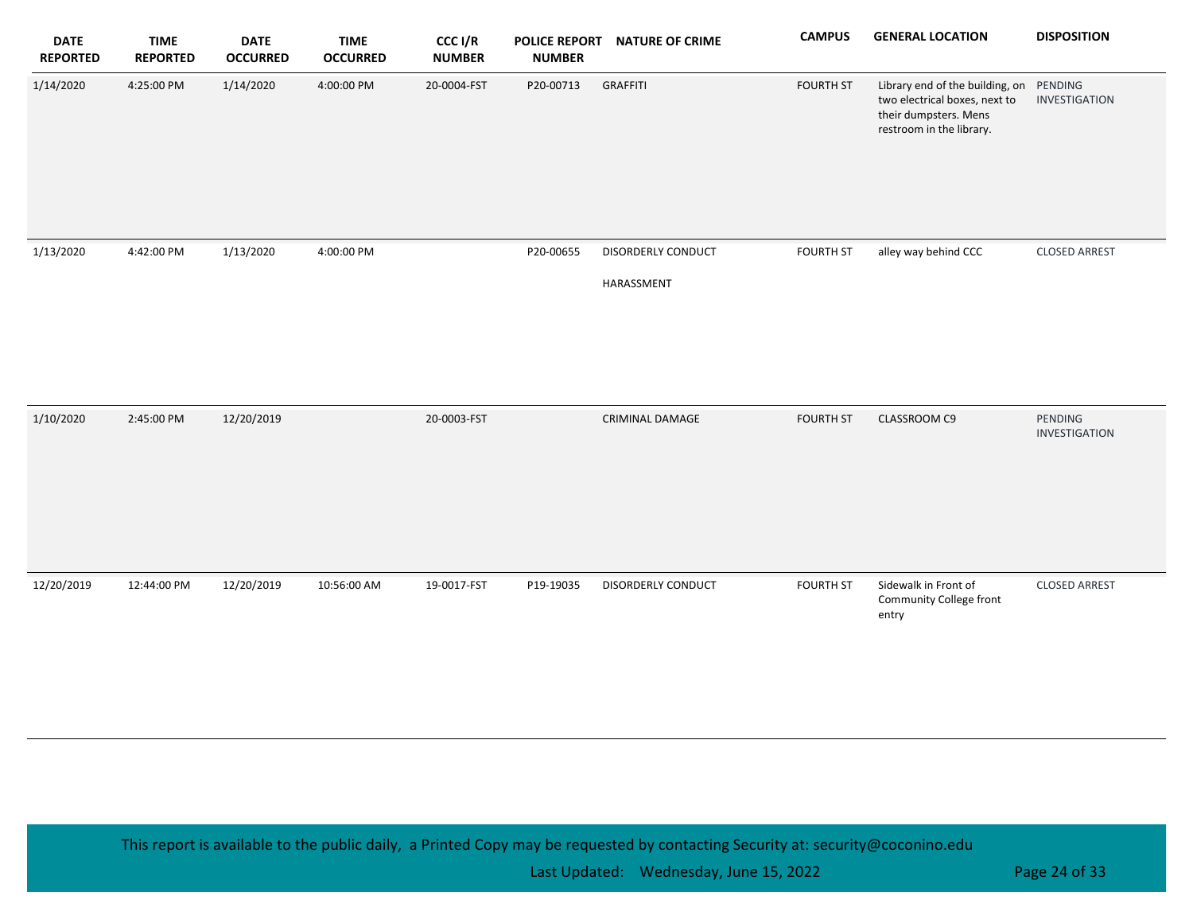| DATE REPORTED | TIME REPORTED | DATE OCCURRED | TIME OCCURRED | CCC I/R NUMBER | POLICE REPORT NUMBER | NATURE OF CRIME | CAMPUS | GENERAL LOCATION | DISPOSITION |
|---|---|---|---|---|---|---|---|---|---|
| 1/14/2020 | 4:25:00 PM | 1/14/2020 | 4:00:00 PM | 20-0004-FST | P20-00713 | GRAFFITI | FOURTH ST | Library end of the building, on two electrical boxes, next to their dumpsters. Mens restroom in the library. | PENDING INVESTIGATION |
| 1/13/2020 | 4:42:00 PM | 1/13/2020 | 4:00:00 PM | | P20-00655 | DISORDERLY CONDUCT<br>HARASSMENT | FOURTH ST | alley way behind CCC | CLOSED ARREST |
| 1/10/2020 | 2:45:00 PM | 12/20/2019 | | 20-0003-FST | | CRIMINAL DAMAGE | FOURTH ST | CLASSROOM C9 | PENDING INVESTIGATION |
| 12/20/2019 | 12:44:00 PM | 12/20/2019 | 10:56:00 AM | 19-0017-FST | P19-19035 | DISORDERLY CONDUCT | FOURTH ST | Sidewalk in Front of Community College front entry | CLOSED ARREST |

This report is available to the public daily, a Printed Copy may be requested by contacting Security at: security@coconino.edu

Last Updated: Wednesday, June 15, 2022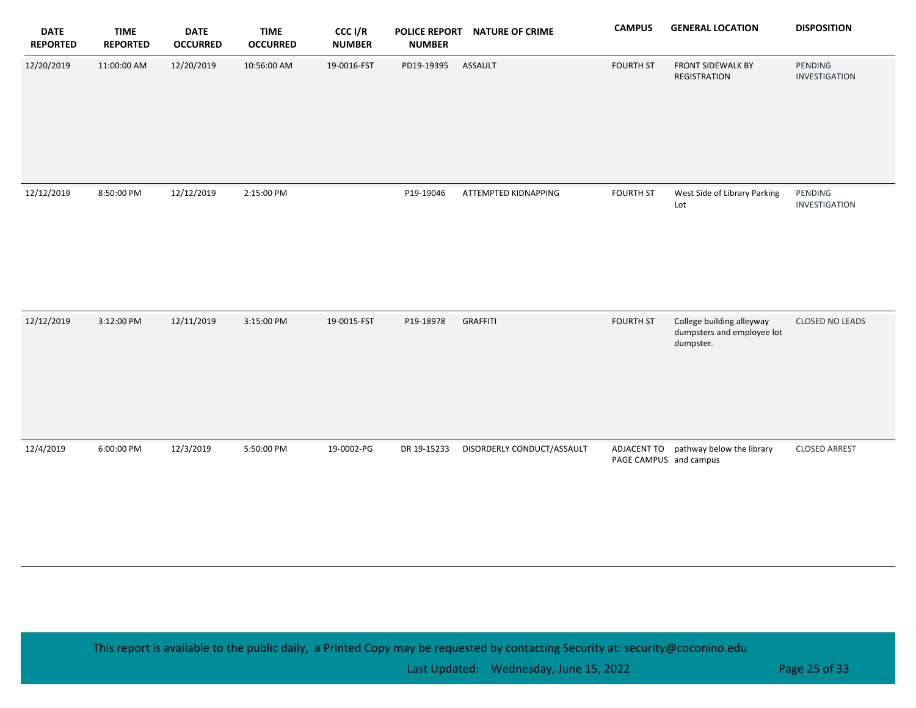| DATE REPORTED | TIME REPORTED | DATE OCCURRED | TIME OCCURRED | CCC I/R NUMBER | POLICE REPORT NUMBER | NATURE OF CRIME | CAMPUS | GENERAL LOCATION | DISPOSITION |
|---|---|---|---|---|---|---|---|---|---|
| 12/20/2019 | 11:00:00 AM | 12/20/2019 | 10:56:00 AM | 19-0016-FST | PD19-19395 | ASSAULT | FOURTH ST | FRONT SIDEWALK BY REGISTRATION | PENDING INVESTIGATION |
| 12/12/2019 | 8:50:00 PM | 12/12/2019 | 2:15:00 PM | | P19-19046 | ATTEMPTED KIDNAPPING | FOURTH ST | West Side of Library Parking Lot | PENDING INVESTIGATION |
| 12/12/2019 | 3:12:00 PM | 12/11/2019 | 3:15:00 PM | 19-0015-FST | P19-18978 | GRAFFITI | FOURTH ST | College building alleyway dumpsters and employee lot dumpster. | CLOSED NO LEADS |
| 12/4/2019 | 6:00:00 PM | 12/3/2019 | 5:50:00 PM | 19-0002-PG | DR 19-15233 | DISORDERLY CONDUCT/ASSAULT | ADJACENT TO PAGE CAMPUS | pathway below the library and campus | CLOSED ARREST |

This report is available to the public daily, a Printed Copy may be requested by contacting Security at: security@coconino.edu

Last Updated: Wednesday, June 15, 2022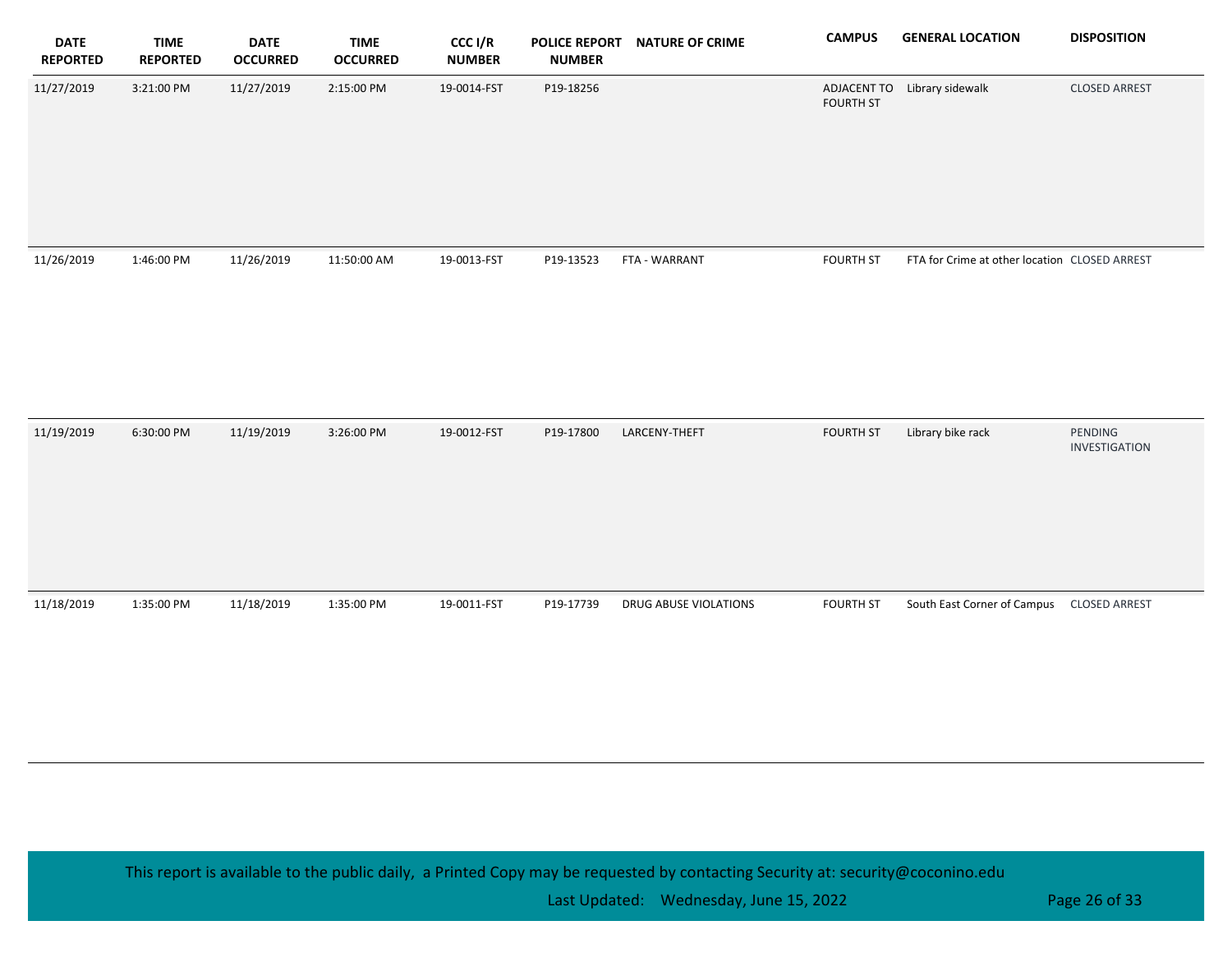| DATE REPORTED | TIME REPORTED | DATE OCCURRED | TIME OCCURRED | CCC I/R NUMBER | POLICE REPORT NUMBER | NATURE OF CRIME | CAMPUS | GENERAL LOCATION | DISPOSITION |
|---|---|---|---|---|---|---|---|---|---|
| 11/27/2019 | 3:21:00 PM | 11/27/2019 | 2:15:00 PM | 19-0014-FST | P19-18256 | | ADJACENT TO FOURTH ST | Library sidewalk | CLOSED ARREST |
| 11/26/2019 | 1:46:00 PM | 11/26/2019 | 11:50:00 AM | 19-0013-FST | P19-13523 | FTA - WARRANT | FOURTH ST | FTA for Crime at other location | CLOSED ARREST |
| 11/19/2019 | 6:30:00 PM | 11/19/2019 | 3:26:00 PM | 19-0012-FST | P19-17800 | LARCENY-THEFT | FOURTH ST | Library bike rack | PENDING INVESTIGATION |
| 11/18/2019 | 1:35:00 PM | 11/18/2019 | 1:35:00 PM | 19-0011-FST | P19-17739 | DRUG ABUSE VIOLATIONS | FOURTH ST | South East Corner of Campus | CLOSED ARREST |

This report is available to the public daily, a Printed Copy may be requested by contacting Security at: security@coconino.edu

Last Updated: Wednesday, June 15, 2022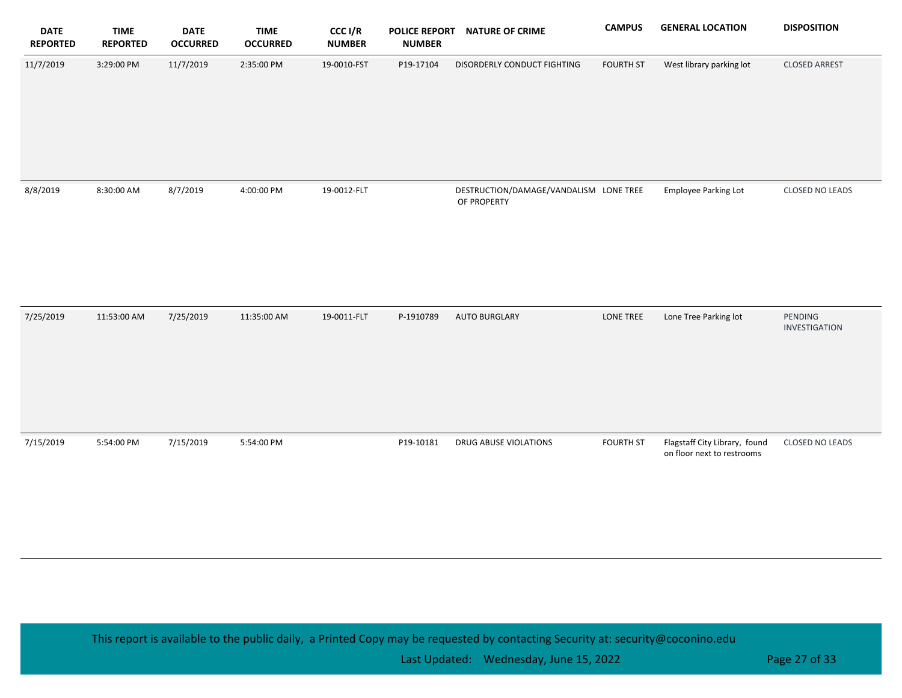| DATE REPORTED | TIME REPORTED | DATE OCCURRED | TIME OCCURRED | CCC I/R NUMBER | POLICE REPORT NUMBER | NATURE OF CRIME | CAMPUS | GENERAL LOCATION | DISPOSITION |
|---|---|---|---|---|---|---|---|---|---|
| 11/7/2019 | 3:29:00 PM | 11/7/2019 | 2:35:00 PM | 19-0010-FST | P19-17104 | DISORDERLY CONDUCT FIGHTING | FOURTH ST | West library parking lot | CLOSED ARREST |
| 8/8/2019 | 8:30:00 AM | 8/7/2019 | 4:00:00 PM | 19-0012-FLT | | DESTRUCTION/DAMAGE/VANDALISM OF PROPERTY | LONE TREE | Employee Parking Lot | CLOSED NO LEADS |
| 7/25/2019 | 11:53:00 AM | 7/25/2019 | 11:35:00 AM | 19-0011-FLT | P-1910789 | AUTO BURGLARY | LONE TREE | Lone Tree Parking lot | PENDING INVESTIGATION |
| 7/15/2019 | 5:54:00 PM | 7/15/2019 | 5:54:00 PM | | P19-10181 | DRUG ABUSE VIOLATIONS | FOURTH ST | Flagstaff City Library, found on floor next to restrooms | CLOSED NO LEADS |

This report is available to the public daily, a Printed Copy may be requested by contacting Security at: security@coconino.edu

Last Updated: Wednesday, June 15, 2022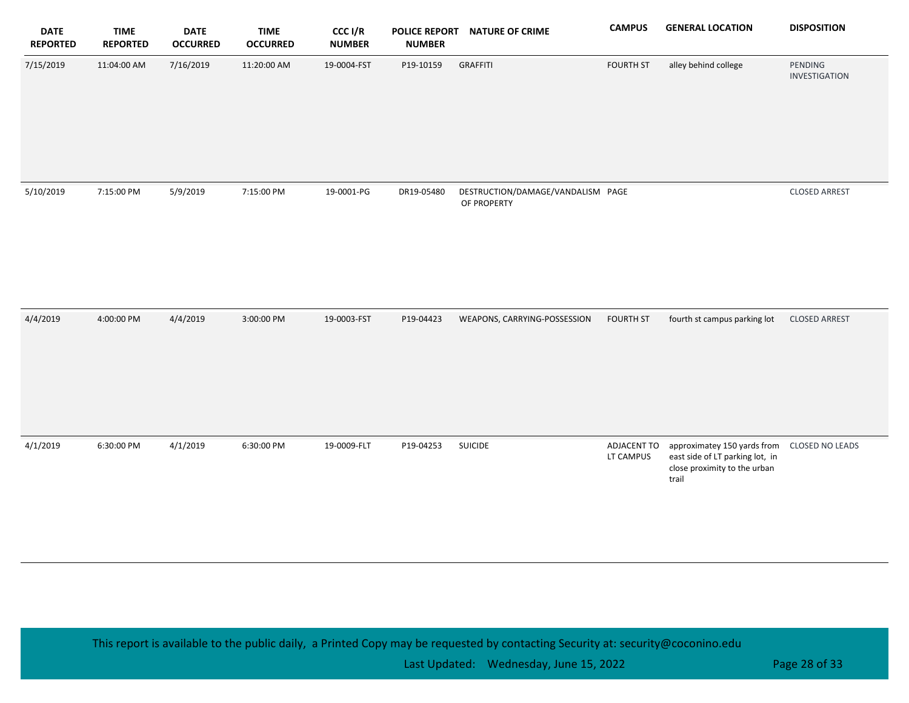| DATE REPORTED | TIME REPORTED | DATE OCCURRED | TIME OCCURRED | CCC I/R NUMBER | POLICE REPORT NUMBER | NATURE OF CRIME | CAMPUS | GENERAL LOCATION | DISPOSITION |
|---|---|---|---|---|---|---|---|---|---|
| 7/15/2019 | 11:04:00 AM | 7/16/2019 | 11:20:00 AM | 19-0004-FST | P19-10159 | GRAFFITI | FOURTH ST | alley behind college | PENDING INVESTIGATION |
| 5/10/2019 | 7:15:00 PM | 5/9/2019 | 7:15:00 PM | 19-0001-PG | DR19-05480 | DESTRUCTION/DAMAGE/VANDALISM OF PROPERTY | PAGE | | CLOSED ARREST |
| 4/4/2019 | 4:00:00 PM | 4/4/2019 | 3:00:00 PM | 19-0003-FST | P19-04423 | WEAPONS, CARRYING-POSSESSION | FOURTH ST | fourth st campus parking lot | CLOSED ARREST |
| 4/1/2019 | 6:30:00 PM | 4/1/2019 | 6:30:00 PM | 19-0009-FLT | P19-04253 | SUICIDE | ADJACENT TO LT CAMPUS | approximatey 150 yards from east side of LT parking lot, in close proximity to the urban trail | CLOSED NO LEADS |

This report is available to the public daily, a Printed Copy may be requested by contacting Security at: security@coconino.edu

Last Updated: Wednesday, June 15, 2022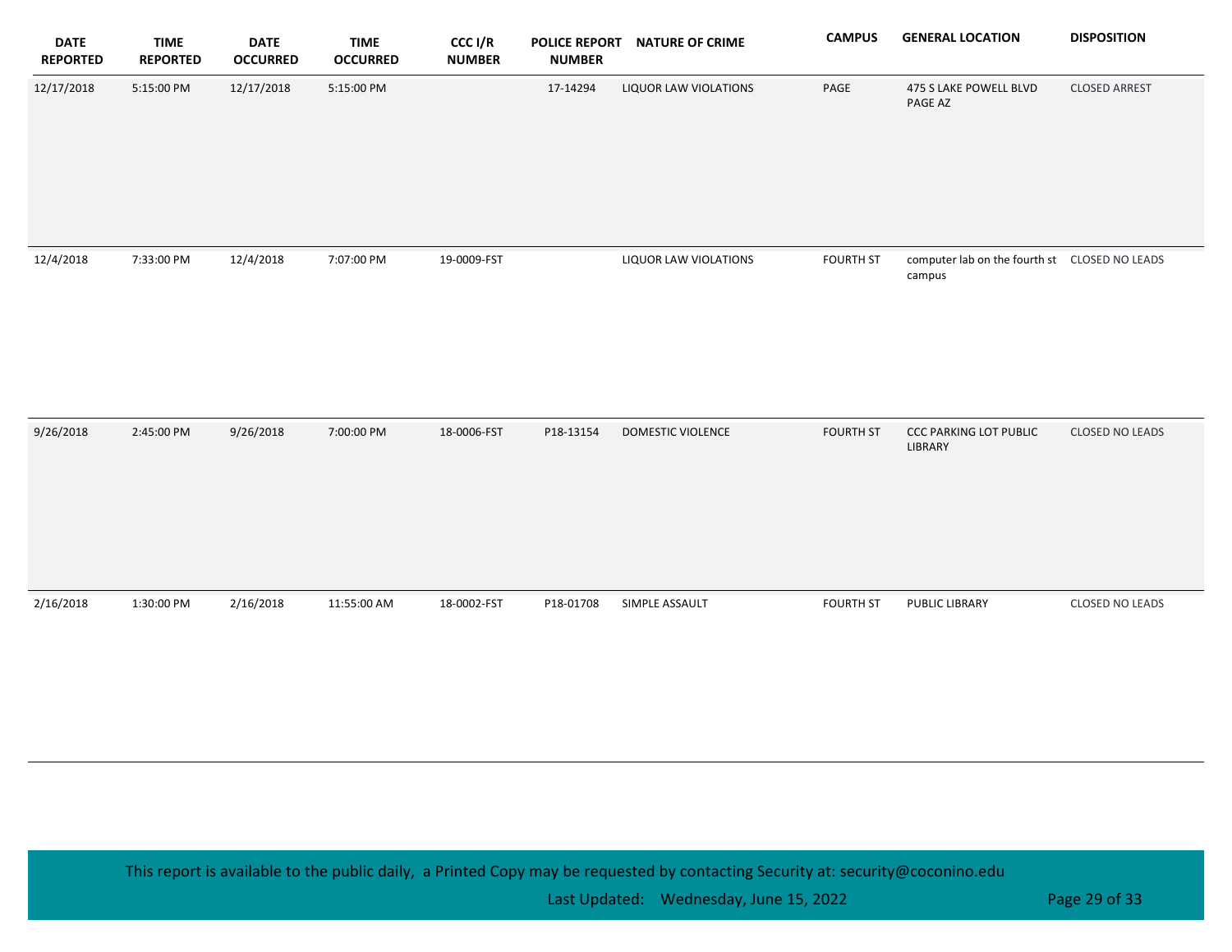| DATE REPORTED | TIME REPORTED | DATE OCCURRED | TIME OCCURRED | CCC I/R NUMBER | POLICE REPORT NUMBER | NATURE OF CRIME | CAMPUS | GENERAL LOCATION | DISPOSITION |
|---|---|---|---|---|---|---|---|---|---|
| 12/17/2018 | 5:15:00 PM | 12/17/2018 | 5:15:00 PM | | 17-14294 | LIQUOR LAW VIOLATIONS | PAGE | 475 S LAKE POWELL BLVD PAGE AZ | CLOSED ARREST |
| 12/4/2018 | 7:33:00 PM | 12/4/2018 | 7:07:00 PM | 19-0009-FST | | LIQUOR LAW VIOLATIONS | FOURTH ST | computer lab on the fourth st campus | CLOSED NO LEADS |
| 9/26/2018 | 2:45:00 PM | 9/26/2018 | 7:00:00 PM | 18-0006-FST | P18-13154 | DOMESTIC VIOLENCE | FOURTH ST | CCC PARKING LOT PUBLIC LIBRARY | CLOSED NO LEADS |
| 2/16/2018 | 1:30:00 PM | 2/16/2018 | 11:55:00 AM | 18-0002-FST | P18-01708 | SIMPLE ASSAULT | FOURTH ST | PUBLIC LIBRARY | CLOSED NO LEADS |

This report is available to the public daily, a Printed Copy may be requested by contacting Security at: security@coconino.edu

Last Updated: Wednesday, June 15, 2022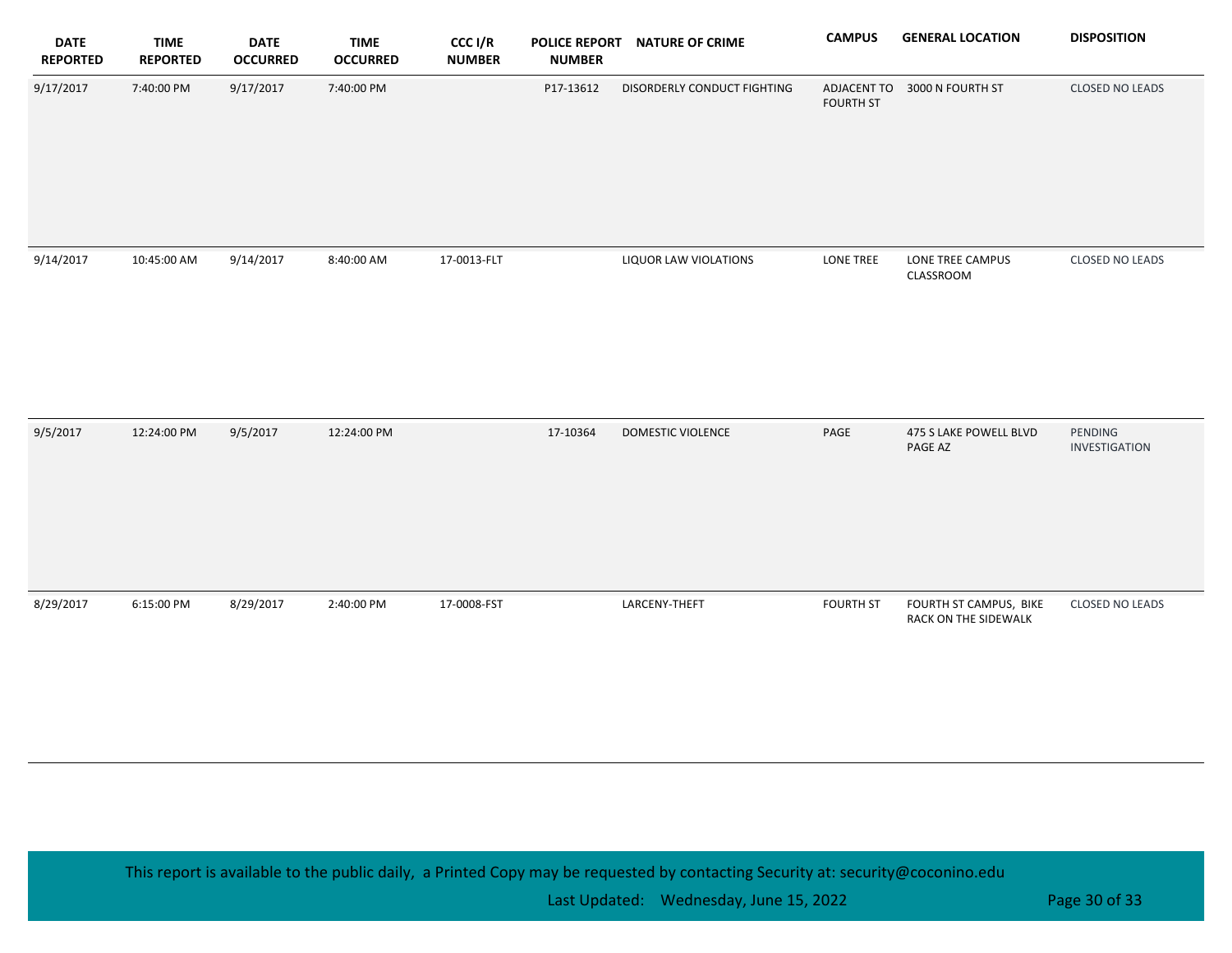| DATE REPORTED | TIME REPORTED | DATE OCCURRED | TIME OCCURRED | CCC I/R NUMBER | POLICE REPORT NUMBER | NATURE OF CRIME | CAMPUS | GENERAL LOCATION | DISPOSITION |
|---|---|---|---|---|---|---|---|---|---|
| 9/17/2017 | 7:40:00 PM | 9/17/2017 | 7:40:00 PM | | P17-13612 | DISORDERLY CONDUCT FIGHTING | ADJACENT TO FOURTH ST | 3000 N FOURTH ST | CLOSED NO LEADS |
| 9/14/2017 | 10:45:00 AM | 9/14/2017 | 8:40:00 AM | 17-0013-FLT | | LIQUOR LAW VIOLATIONS | LONE TREE | LONE TREE CAMPUS CLASSROOM | CLOSED NO LEADS |
| 9/5/2017 | 12:24:00 PM | 9/5/2017 | 12:24:00 PM | | 17-10364 | DOMESTIC VIOLENCE | PAGE | 475 S LAKE POWELL BLVD PAGE AZ | PENDING INVESTIGATION |
| 8/29/2017 | 6:15:00 PM | 8/29/2017 | 2:40:00 PM | 17-0008-FST | | LARCENY-THEFT | FOURTH ST | FOURTH ST CAMPUS, BIKE RACK ON THE SIDEWALK | CLOSED NO LEADS |

This report is available to the public daily, a Printed Copy may be requested by contacting Security at: security@coconino.edu

Last Updated: Wednesday, June 15, 2022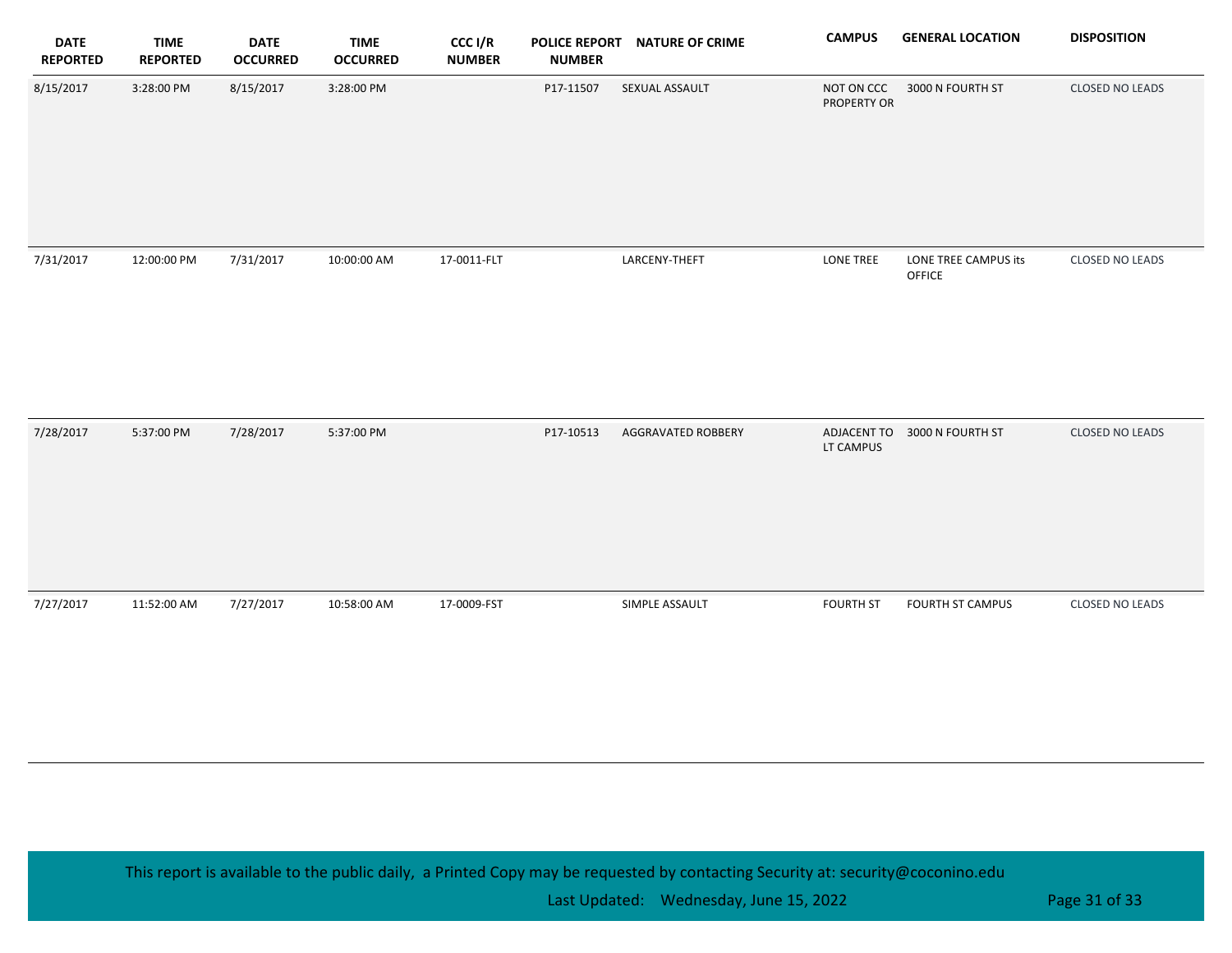| DATE REPORTED | TIME REPORTED | DATE OCCURRED | TIME OCCURRED | CCC I/R NUMBER | POLICE REPORT NUMBER | NATURE OF CRIME | CAMPUS | GENERAL LOCATION | DISPOSITION |
|---|---|---|---|---|---|---|---|---|---|
| 8/15/2017 | 3:28:00 PM | 8/15/2017 | 3:28:00 PM | | P17-11507 | SEXUAL ASSAULT | NOT ON CCC PROPERTY OR | 3000 N FOURTH ST | CLOSED NO LEADS |
| 7/31/2017 | 12:00:00 PM | 7/31/2017 | 10:00:00 AM | 17-0011-FLT | | LARCENY-THEFT | LONE TREE | LONE TREE CAMPUS its OFFICE | CLOSED NO LEADS |
| 7/28/2017 | 5:37:00 PM | 7/28/2017 | 5:37:00 PM | | P17-10513 | AGGRAVATED ROBBERY | ADJACENT TO LT CAMPUS | 3000 N FOURTH ST | CLOSED NO LEADS |
| 7/27/2017 | 11:52:00 AM | 7/27/2017 | 10:58:00 AM | 17-0009-FST | | SIMPLE ASSAULT | FOURTH ST | FOURTH ST CAMPUS | CLOSED NO LEADS |

This report is available to the public daily, a Printed Copy may be requested by contacting Security at: security@coconino.edu

Last Updated: Wednesday, June 15, 2022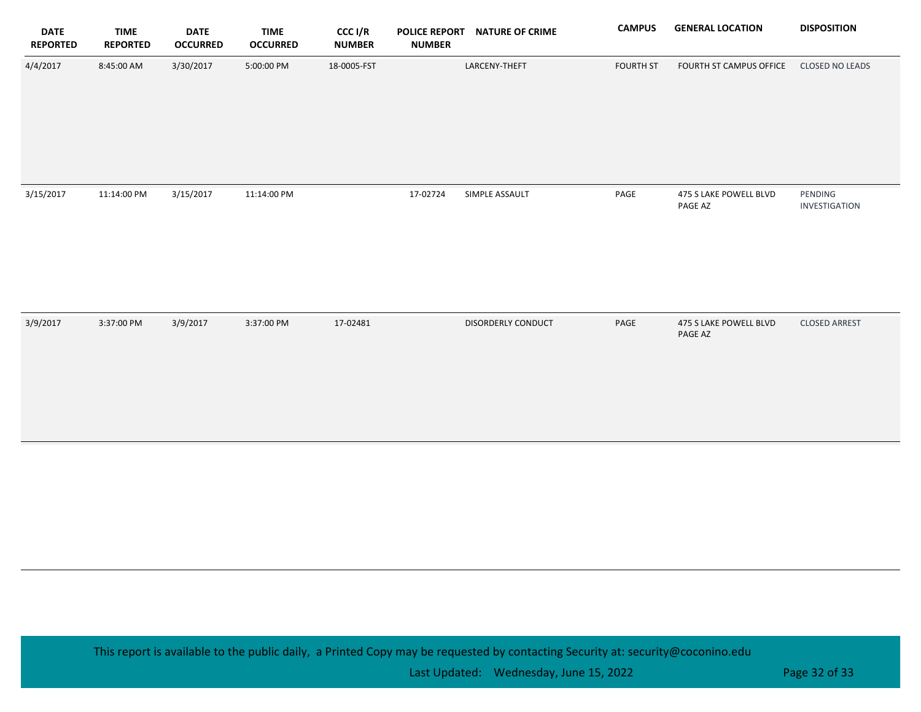| DATE REPORTED | TIME REPORTED | DATE OCCURRED | TIME OCCURRED | CCC I/R NUMBER | POLICE REPORT NUMBER | NATURE OF CRIME | CAMPUS | GENERAL LOCATION | DISPOSITION |
|---|---|---|---|---|---|---|---|---|---|
| 4/4/2017 | 8:45:00 AM | 3/30/2017 | 5:00:00 PM | 18-0005-FST | | LARCENY-THEFT | FOURTH ST | FOURTH ST CAMPUS OFFICE | CLOSED NO LEADS |
| 3/15/2017 | 11:14:00 PM | 3/15/2017 | 11:14:00 PM | | 17-02724 | SIMPLE ASSAULT | PAGE | 475 S LAKE POWELL BLVD PAGE AZ | PENDING INVESTIGATION |
| 3/9/2017 | 3:37:00 PM | 3/9/2017 | 3:37:00 PM | 17-02481 | | DISORDERLY CONDUCT | PAGE | 475 S LAKE POWELL BLVD PAGE AZ | CLOSED ARREST |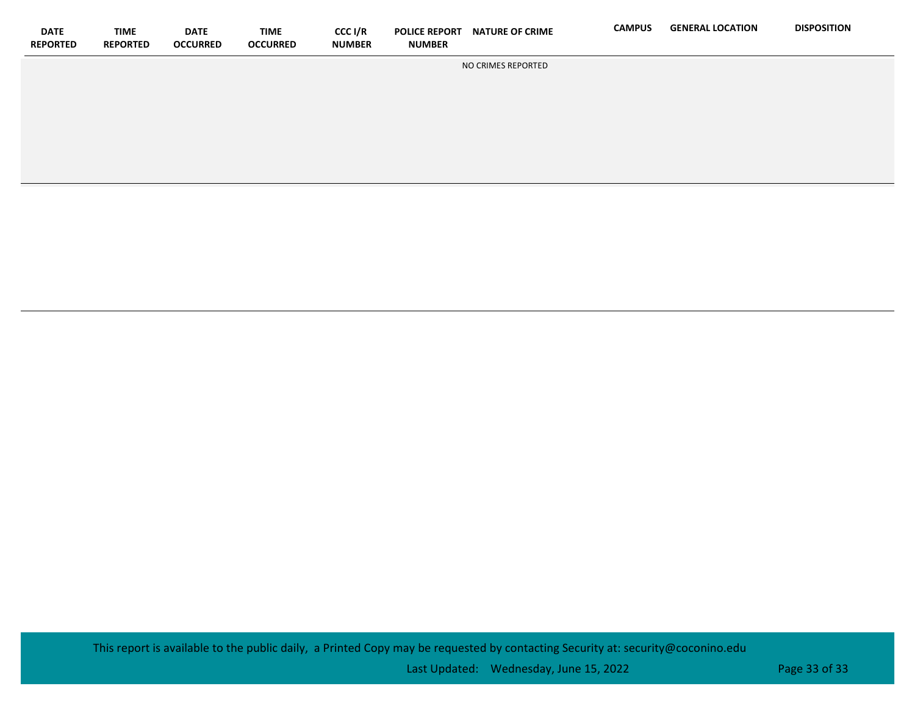| DATE REPORTED | TIME REPORTED | DATE OCCURRED | TIME OCCURRED | CCC I/R NUMBER | POLICE REPORT NUMBER | NATURE OF CRIME | CAMPUS | GENERAL LOCATION | DISPOSITION |
|---|---|---|---|---|---|---|---|---|---|
| | | | | | | NO CRIMES REPORTED | | | |

This report is available to the public daily, a Printed Copy may be requested by contacting Security at: security@coconino.edu

Last Updated: Wednesday, June 15, 2022